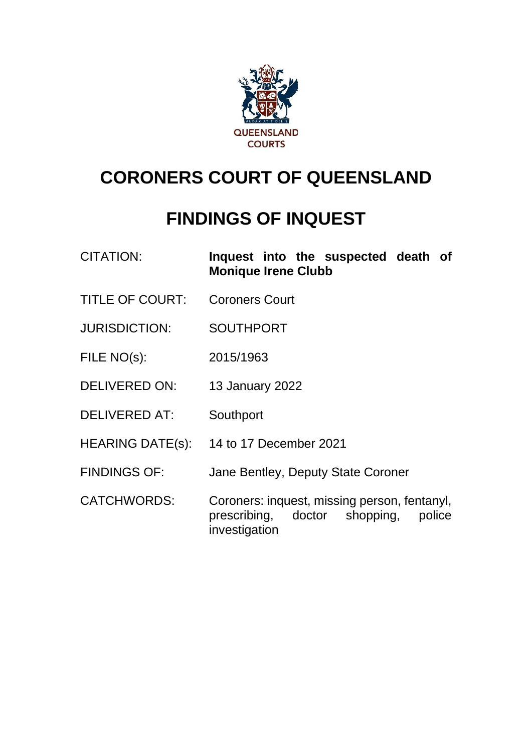QUEENSLAND COURTS

# CORONERS COURT OF QUEENSLAND

# FINDINGS OF INQUEST

| | |
|---|---|
| CITATION: | **Inquest into the suspected death of Monique Irene Clubb** |
| TITLE OF COURT: | Coroners Court |
| JURISDICTION: | SOUTHPORT |
| FILE NO(s): | 2015/1963 |
| DELIVERED ON: | 13 January 2022 |
| DELIVERED AT: | Southport |
| HEARING DATE(s): | 14 to 17 December 2021 |
| FINDINGS OF: | Jane Bentley, Deputy State Coroner |
| CATCHWORDS: | Coroners: inquest, missing person, fentanyl, prescribing, doctor shopping, police investigation |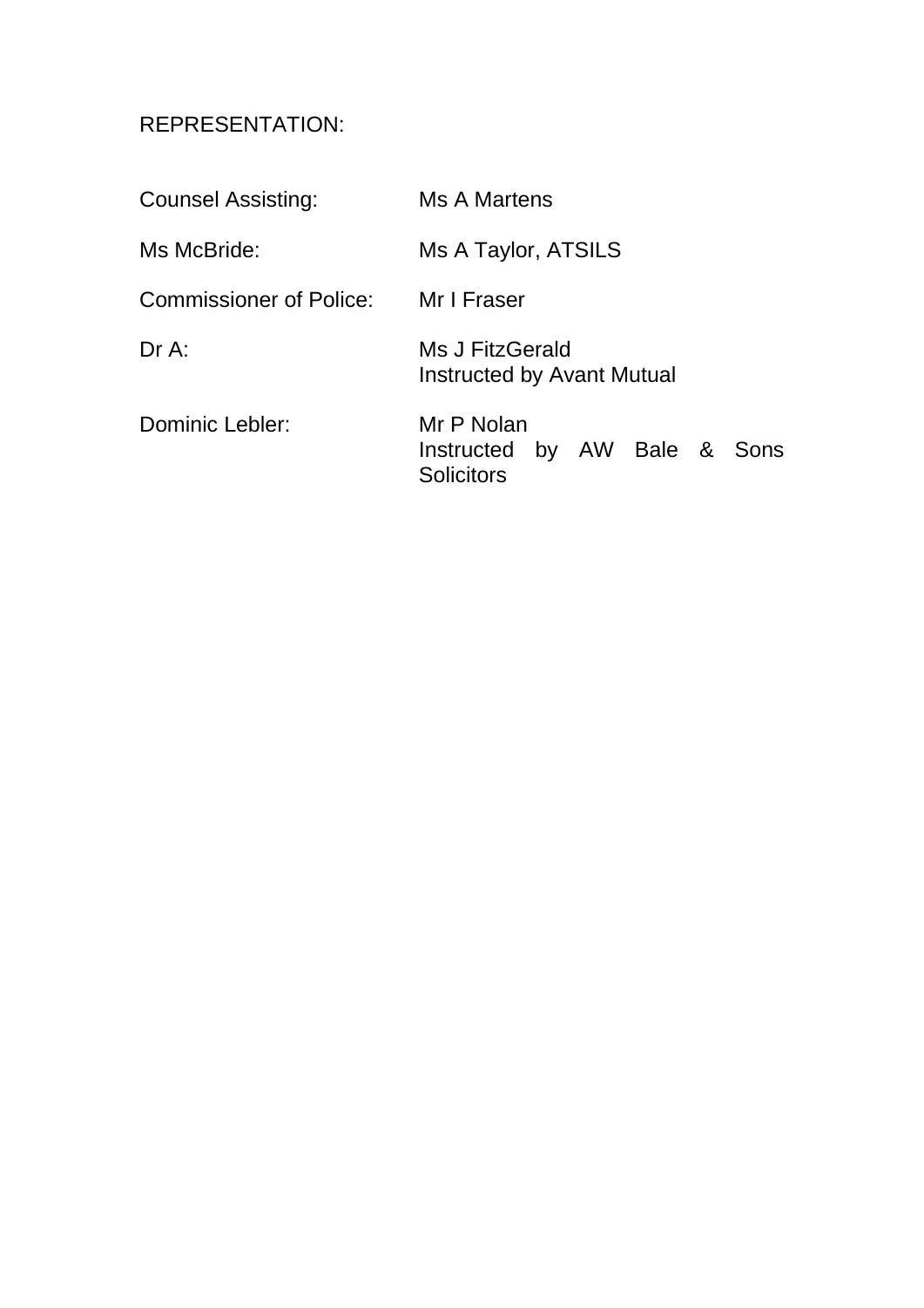REPRESENTATION:

| | |
|---|---|
| Counsel Assisting: | Ms A Martens |
| Ms McBride: | Ms A Taylor, ATSILS |
| Commissioner of Police: | Mr I Fraser |
| Dr A: | Ms J FitzGerald<br>Instructed by Avant Mutual |
| Dominic Lebler: | Mr P Nolan<br>Instructed by AW Bale & Sons Solicitors |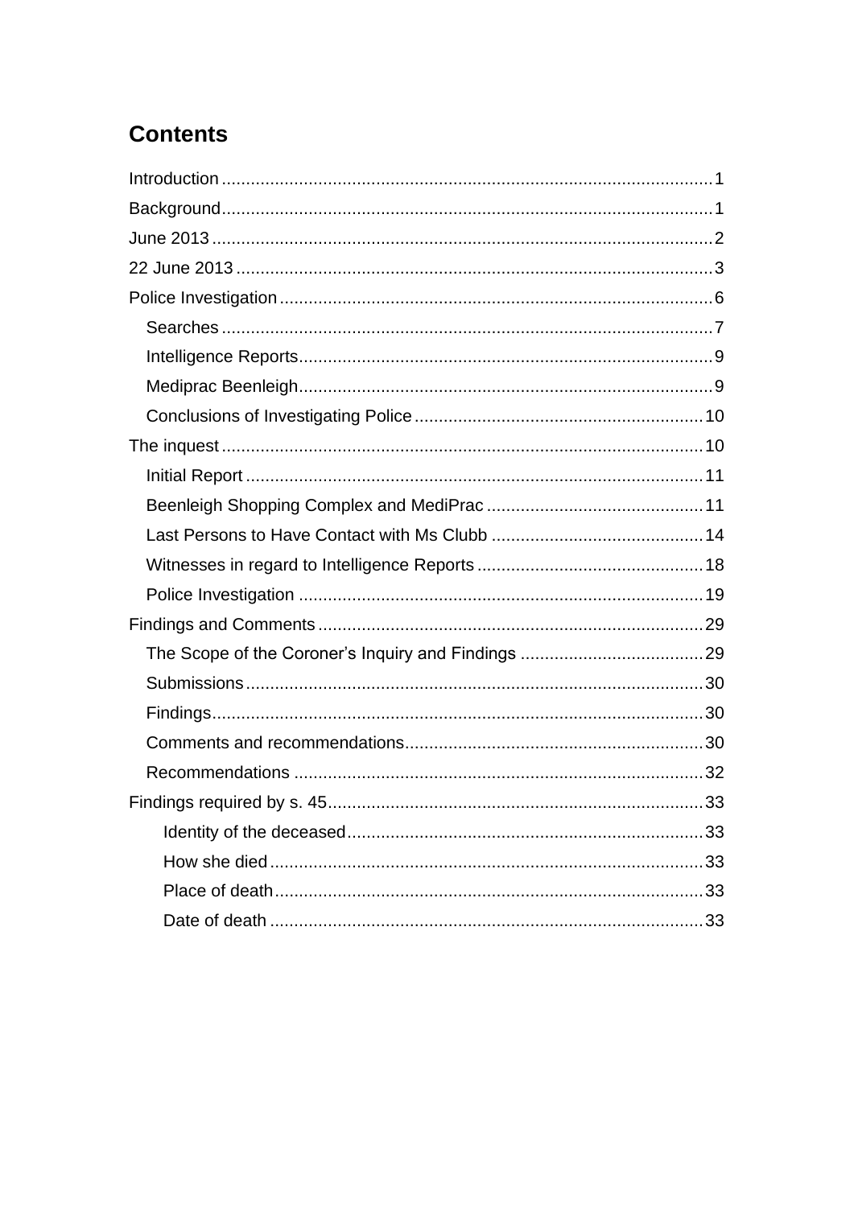# Contents

Introduction ..... 1
Background ..... 1
June 2013 ..... 2
22 June 2013 ..... 3
Police Investigation ..... 6
  Searches ..... 7
  Intelligence Reports ..... 9
  Mediprac Beenleigh ..... 9
  Conclusions of Investigating Police ..... 10
The inquest ..... 10
  Initial Report ..... 11
  Beenleigh Shopping Complex and MediPrac ..... 11
  Last Persons to Have Contact with Ms Clubb ..... 14
  Witnesses in regard to Intelligence Reports ..... 18
  Police Investigation ..... 19
Findings and Comments ..... 29
  The Scope of the Coroner's Inquiry and Findings ..... 29
  Submissions ..... 30
  Findings ..... 30
  Comments and recommendations ..... 30
  Recommendations ..... 32
Findings required by s. 45 ..... 33
    Identity of the deceased ..... 33
    How she died ..... 33
    Place of death ..... 33
    Date of death ..... 33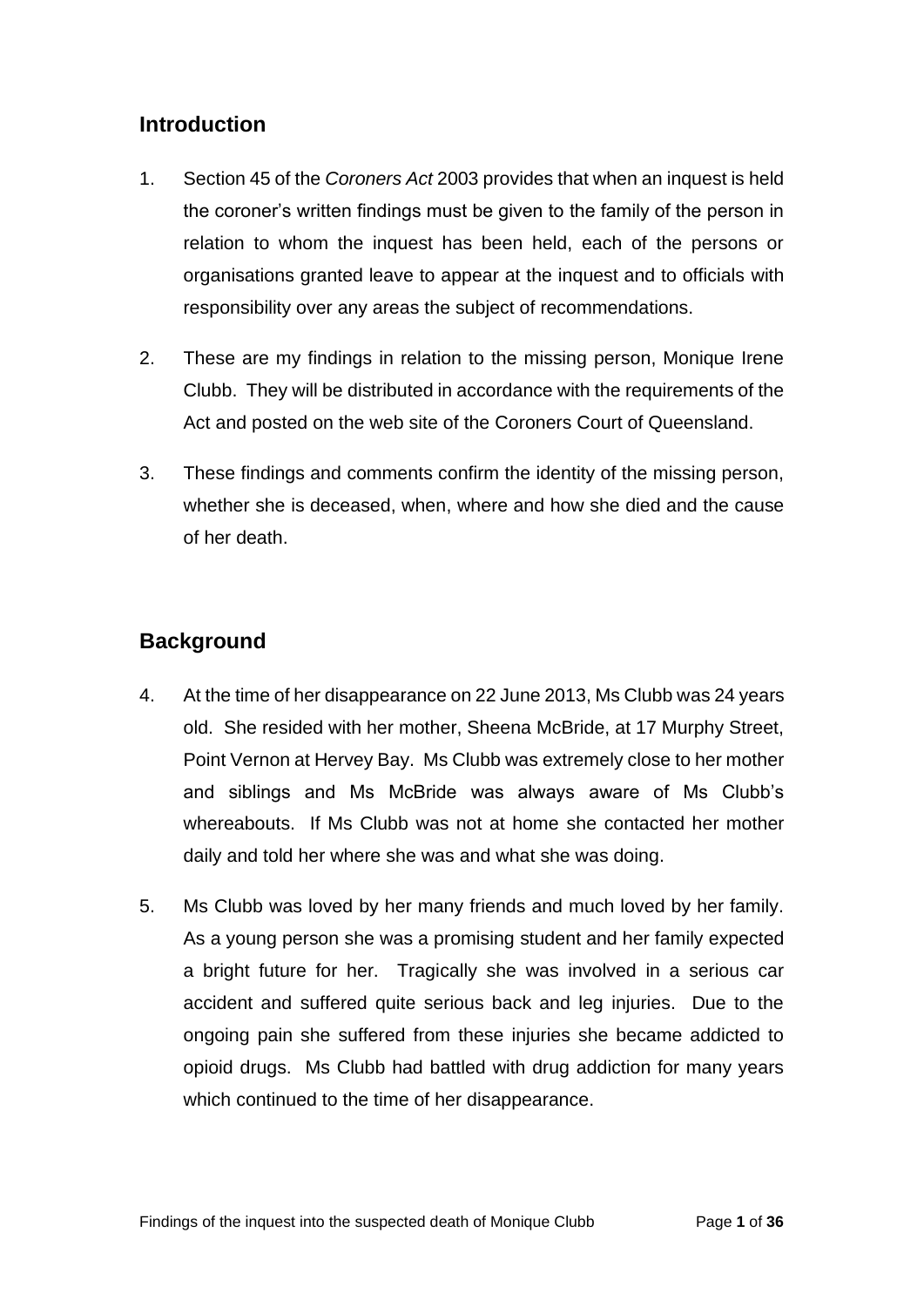## Introduction

1. Section 45 of the *Coroners Act* 2003 provides that when an inquest is held the coroner's written findings must be given to the family of the person in relation to whom the inquest has been held, each of the persons or organisations granted leave to appear at the inquest and to officials with responsibility over any areas the subject of recommendations.

2. These are my findings in relation to the missing person, Monique Irene Clubb. They will be distributed in accordance with the requirements of the Act and posted on the web site of the Coroners Court of Queensland.

3. These findings and comments confirm the identity of the missing person, whether she is deceased, when, where and how she died and the cause of her death.

## Background

4. At the time of her disappearance on 22 June 2013, Ms Clubb was 24 years old. She resided with her mother, Sheena McBride, at 17 Murphy Street, Point Vernon at Hervey Bay. Ms Clubb was extremely close to her mother and siblings and Ms McBride was always aware of Ms Clubb's whereabouts. If Ms Clubb was not at home she contacted her mother daily and told her where she was and what she was doing.

5. Ms Clubb was loved by her many friends and much loved by her family. As a young person she was a promising student and her family expected a bright future for her. Tragically she was involved in a serious car accident and suffered quite serious back and leg injuries. Due to the ongoing pain she suffered from these injuries she became addicted to opioid drugs. Ms Clubb had battled with drug addiction for many years which continued to the time of her disappearance.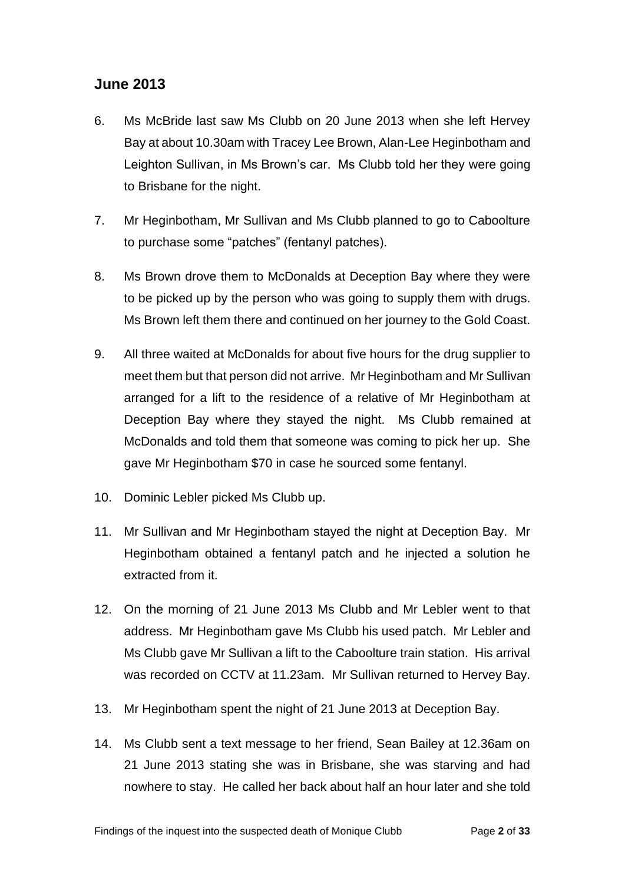## June 2013

6. Ms McBride last saw Ms Clubb on 20 June 2013 when she left Hervey Bay at about 10.30am with Tracey Lee Brown, Alan-Lee Heginbotham and Leighton Sullivan, in Ms Brown's car. Ms Clubb told her they were going to Brisbane for the night.

7. Mr Heginbotham, Mr Sullivan and Ms Clubb planned to go to Caboolture to purchase some "patches" (fentanyl patches).

8. Ms Brown drove them to McDonalds at Deception Bay where they were to be picked up by the person who was going to supply them with drugs. Ms Brown left them there and continued on her journey to the Gold Coast.

9. All three waited at McDonalds for about five hours for the drug supplier to meet them but that person did not arrive. Mr Heginbotham and Mr Sullivan arranged for a lift to the residence of a relative of Mr Heginbotham at Deception Bay where they stayed the night. Ms Clubb remained at McDonalds and told them that someone was coming to pick her up. She gave Mr Heginbotham $70 in case he sourced some fentanyl.

10. Dominic Lebler picked Ms Clubb up.

11. Mr Sullivan and Mr Heginbotham stayed the night at Deception Bay. Mr Heginbotham obtained a fentanyl patch and he injected a solution he extracted from it.

12. On the morning of 21 June 2013 Ms Clubb and Mr Lebler went to that address. Mr Heginbotham gave Ms Clubb his used patch. Mr Lebler and Ms Clubb gave Mr Sullivan a lift to the Caboolture train station. His arrival was recorded on CCTV at 11.23am. Mr Sullivan returned to Hervey Bay.

13. Mr Heginbotham spent the night of 21 June 2013 at Deception Bay.

14. Ms Clubb sent a text message to her friend, Sean Bailey at 12.36am on 21 June 2013 stating she was in Brisbane, she was starving and had nowhere to stay. He called her back about half an hour later and she told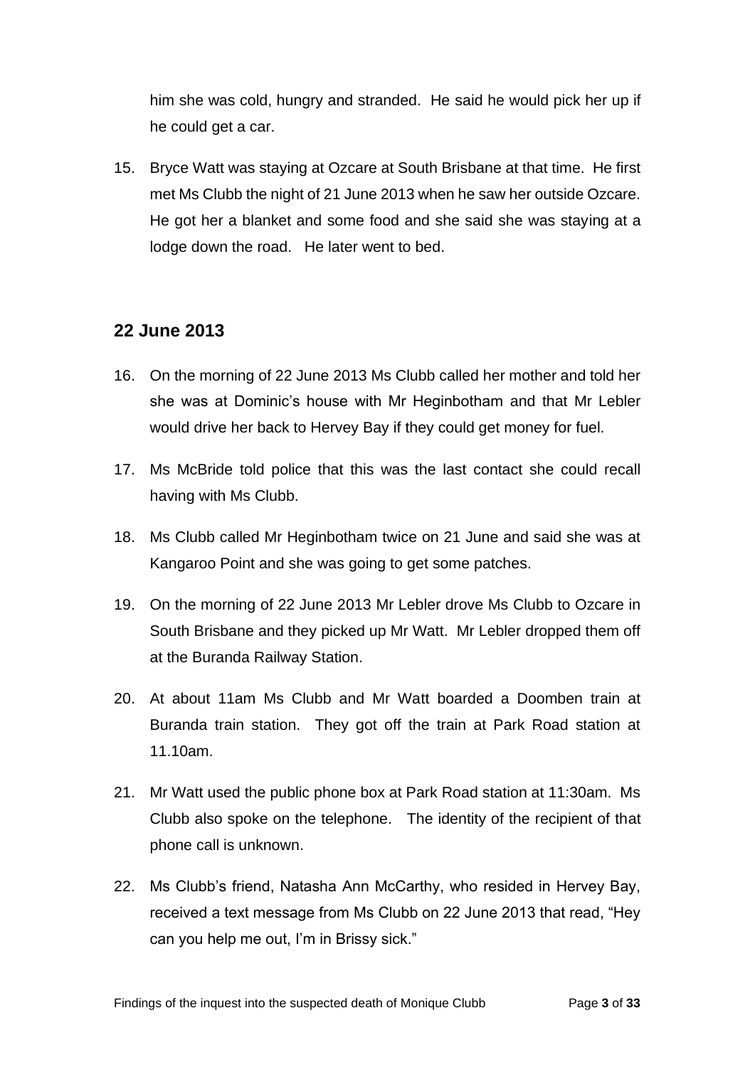him she was cold, hungry and stranded. He said he would pick her up if he could get a car.

15. Bryce Watt was staying at Ozcare at South Brisbane at that time. He first met Ms Clubb the night of 21 June 2013 when he saw her outside Ozcare. He got her a blanket and some food and she said she was staying at a lodge down the road. He later went to bed.

## 22 June 2013

16. On the morning of 22 June 2013 Ms Clubb called her mother and told her she was at Dominic's house with Mr Heginbotham and that Mr Lebler would drive her back to Hervey Bay if they could get money for fuel.

17. Ms McBride told police that this was the last contact she could recall having with Ms Clubb.

18. Ms Clubb called Mr Heginbotham twice on 21 June and said she was at Kangaroo Point and she was going to get some patches.

19. On the morning of 22 June 2013 Mr Lebler drove Ms Clubb to Ozcare in South Brisbane and they picked up Mr Watt. Mr Lebler dropped them off at the Buranda Railway Station.

20. At about 11am Ms Clubb and Mr Watt boarded a Doomben train at Buranda train station. They got off the train at Park Road station at 11.10am.

21. Mr Watt used the public phone box at Park Road station at 11:30am. Ms Clubb also spoke on the telephone. The identity of the recipient of that phone call is unknown.

22. Ms Clubb's friend, Natasha Ann McCarthy, who resided in Hervey Bay, received a text message from Ms Clubb on 22 June 2013 that read, "Hey can you help me out, I'm in Brissy sick."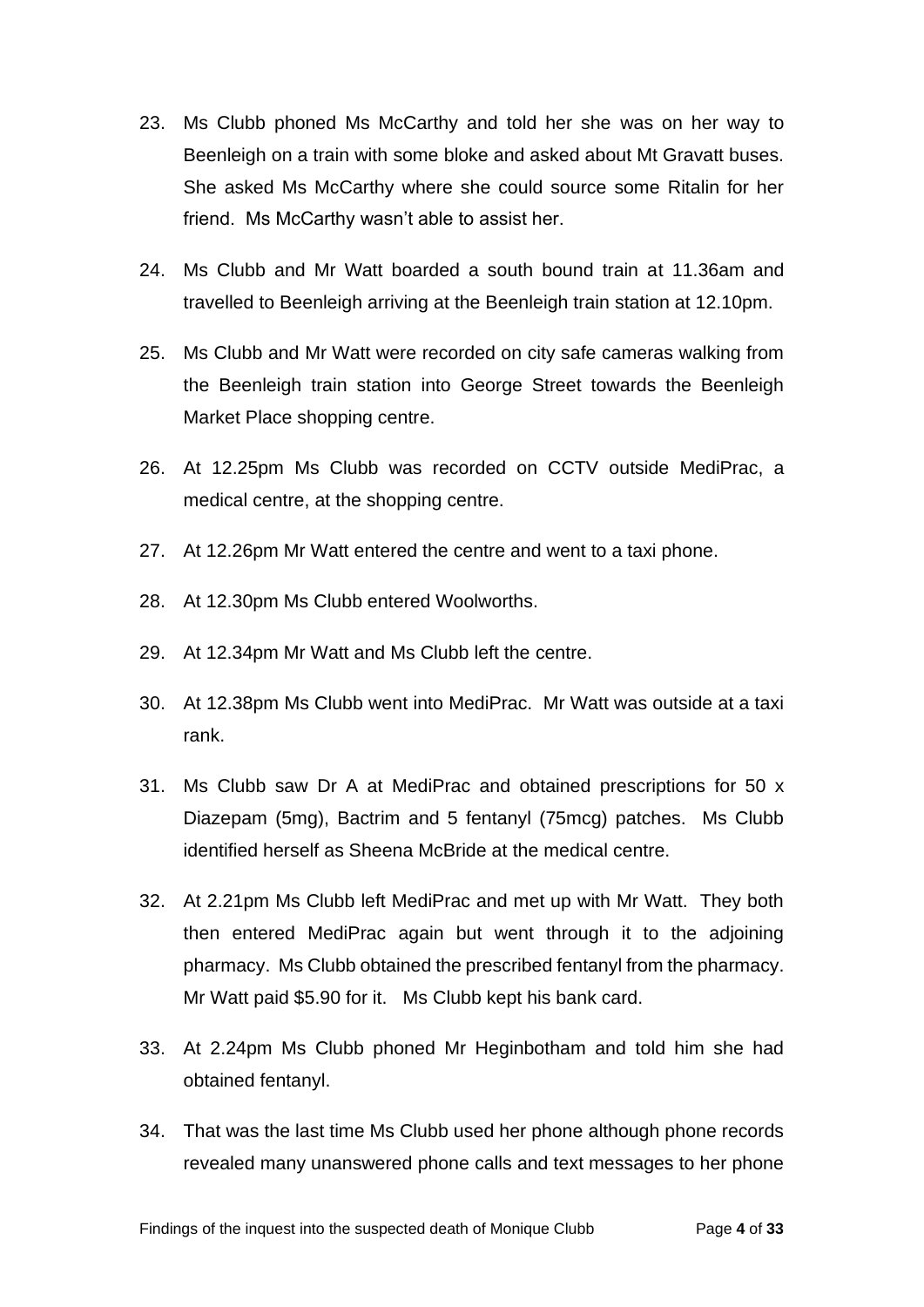23. Ms Clubb phoned Ms McCarthy and told her she was on her way to Beenleigh on a train with some bloke and asked about Mt Gravatt buses. She asked Ms McCarthy where she could source some Ritalin for her friend. Ms McCarthy wasn't able to assist her.

24. Ms Clubb and Mr Watt boarded a south bound train at 11.36am and travelled to Beenleigh arriving at the Beenleigh train station at 12.10pm.

25. Ms Clubb and Mr Watt were recorded on city safe cameras walking from the Beenleigh train station into George Street towards the Beenleigh Market Place shopping centre.

26. At 12.25pm Ms Clubb was recorded on CCTV outside MediPrac, a medical centre, at the shopping centre.

27. At 12.26pm Mr Watt entered the centre and went to a taxi phone.

28. At 12.30pm Ms Clubb entered Woolworths.

29. At 12.34pm Mr Watt and Ms Clubb left the centre.

30. At 12.38pm Ms Clubb went into MediPrac. Mr Watt was outside at a taxi rank.

31. Ms Clubb saw Dr A at MediPrac and obtained prescriptions for 50 x Diazepam (5mg), Bactrim and 5 fentanyl (75mcg) patches. Ms Clubb identified herself as Sheena McBride at the medical centre.

32. At 2.21pm Ms Clubb left MediPrac and met up with Mr Watt. They both then entered MediPrac again but went through it to the adjoining pharmacy. Ms Clubb obtained the prescribed fentanyl from the pharmacy. Mr Watt paid $5.90 for it. Ms Clubb kept his bank card.

33. At 2.24pm Ms Clubb phoned Mr Heginbotham and told him she had obtained fentanyl.

34. That was the last time Ms Clubb used her phone although phone records revealed many unanswered phone calls and text messages to her phone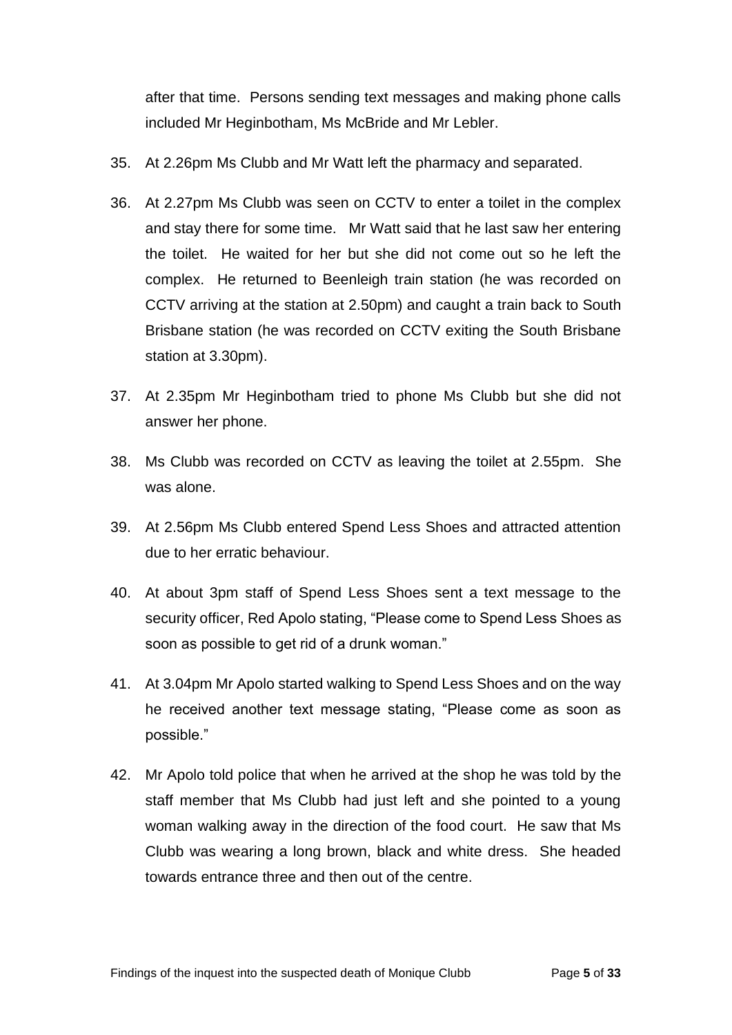after that time. Persons sending text messages and making phone calls included Mr Heginbotham, Ms McBride and Mr Lebler.

35. At 2.26pm Ms Clubb and Mr Watt left the pharmacy and separated.

36. At 2.27pm Ms Clubb was seen on CCTV to enter a toilet in the complex and stay there for some time. Mr Watt said that he last saw her entering the toilet. He waited for her but she did not come out so he left the complex. He returned to Beenleigh train station (he was recorded on CCTV arriving at the station at 2.50pm) and caught a train back to South Brisbane station (he was recorded on CCTV exiting the South Brisbane station at 3.30pm).

37. At 2.35pm Mr Heginbotham tried to phone Ms Clubb but she did not answer her phone.

38. Ms Clubb was recorded on CCTV as leaving the toilet at 2.55pm. She was alone.

39. At 2.56pm Ms Clubb entered Spend Less Shoes and attracted attention due to her erratic behaviour.

40. At about 3pm staff of Spend Less Shoes sent a text message to the security officer, Red Apolo stating, "Please come to Spend Less Shoes as soon as possible to get rid of a drunk woman."

41. At 3.04pm Mr Apolo started walking to Spend Less Shoes and on the way he received another text message stating, "Please come as soon as possible."

42. Mr Apolo told police that when he arrived at the shop he was told by the staff member that Ms Clubb had just left and she pointed to a young woman walking away in the direction of the food court. He saw that Ms Clubb was wearing a long brown, black and white dress. She headed towards entrance three and then out of the centre.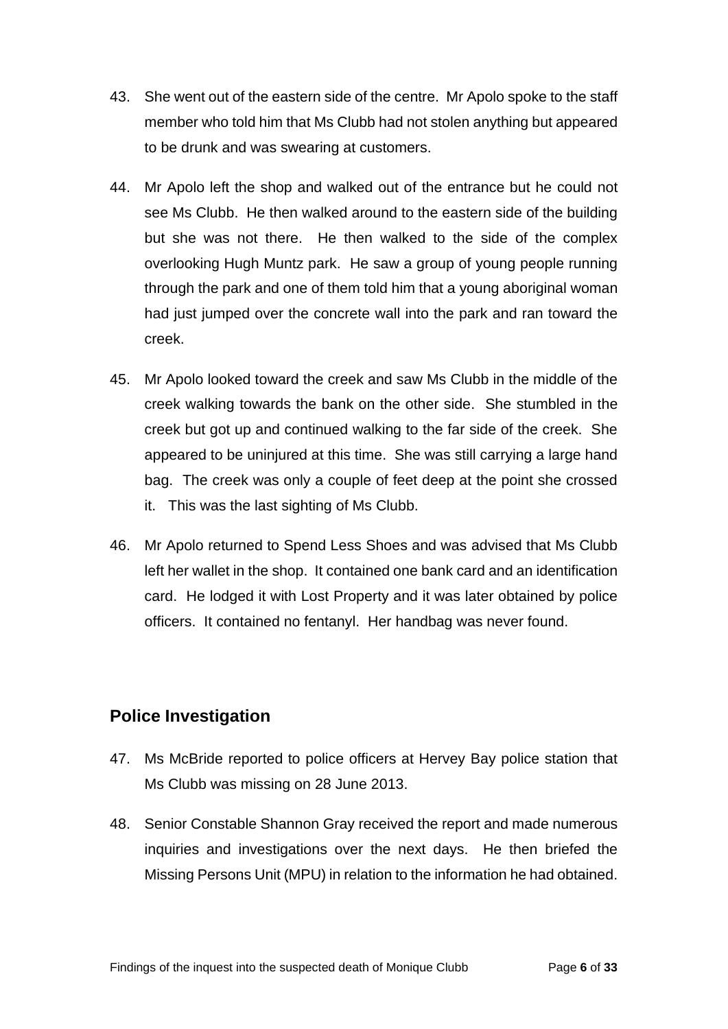43. She went out of the eastern side of the centre. Mr Apolo spoke to the staff member who told him that Ms Clubb had not stolen anything but appeared to be drunk and was swearing at customers.

44. Mr Apolo left the shop and walked out of the entrance but he could not see Ms Clubb. He then walked around to the eastern side of the building but she was not there. He then walked to the side of the complex overlooking Hugh Muntz park. He saw a group of young people running through the park and one of them told him that a young aboriginal woman had just jumped over the concrete wall into the park and ran toward the creek.

45. Mr Apolo looked toward the creek and saw Ms Clubb in the middle of the creek walking towards the bank on the other side. She stumbled in the creek but got up and continued walking to the far side of the creek. She appeared to be uninjured at this time. She was still carrying a large hand bag. The creek was only a couple of feet deep at the point she crossed it. This was the last sighting of Ms Clubb.

46. Mr Apolo returned to Spend Less Shoes and was advised that Ms Clubb left her wallet in the shop. It contained one bank card and an identification card. He lodged it with Lost Property and it was later obtained by police officers. It contained no fentanyl. Her handbag was never found.

## Police Investigation

47. Ms McBride reported to police officers at Hervey Bay police station that Ms Clubb was missing on 28 June 2013.

48. Senior Constable Shannon Gray received the report and made numerous inquiries and investigations over the next days. He then briefed the Missing Persons Unit (MPU) in relation to the information he had obtained.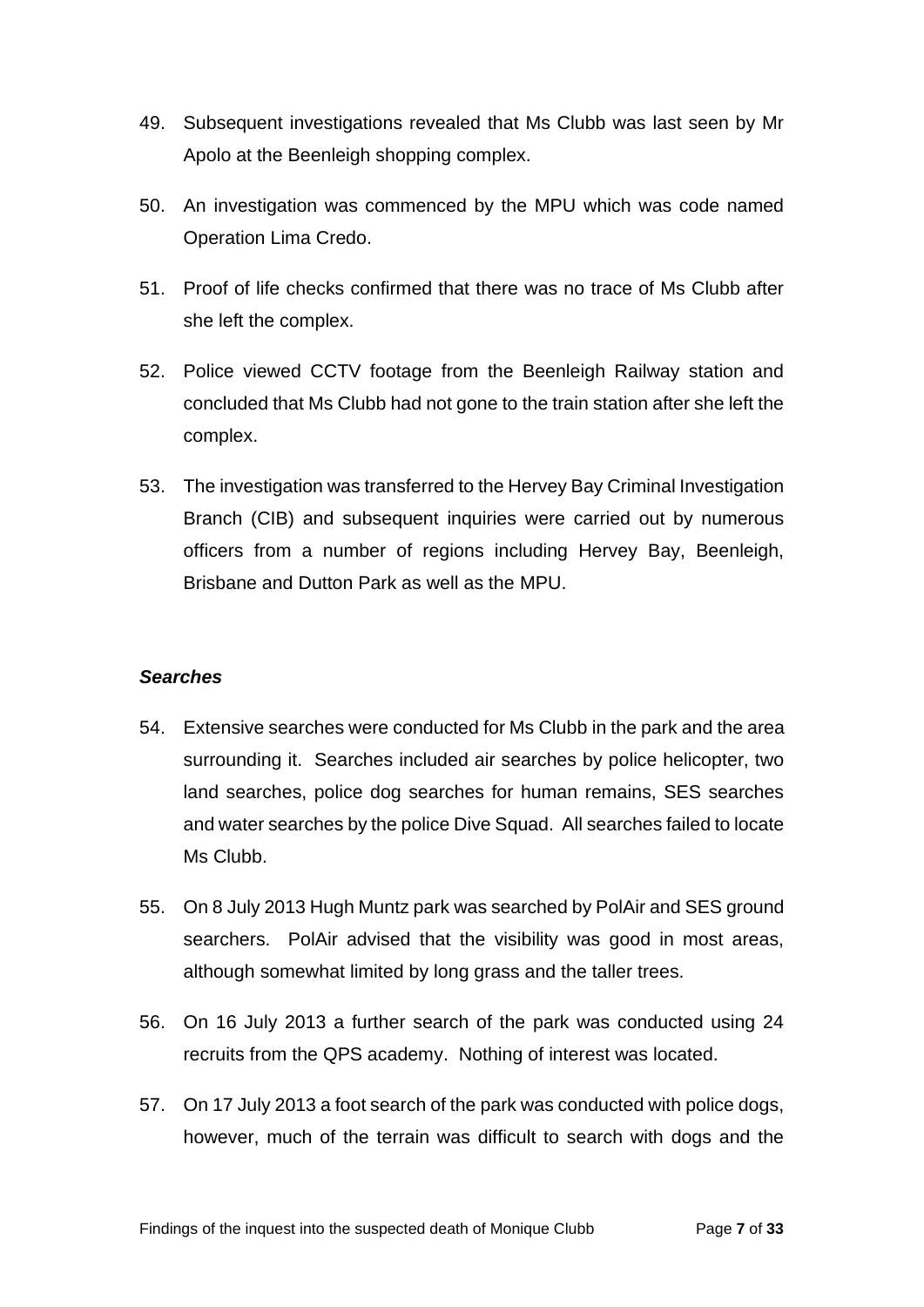49. Subsequent investigations revealed that Ms Clubb was last seen by Mr Apolo at the Beenleigh shopping complex.

50. An investigation was commenced by the MPU which was code named Operation Lima Credo.

51. Proof of life checks confirmed that there was no trace of Ms Clubb after she left the complex.

52. Police viewed CCTV footage from the Beenleigh Railway station and concluded that Ms Clubb had not gone to the train station after she left the complex.

53. The investigation was transferred to the Hervey Bay Criminal Investigation Branch (CIB) and subsequent inquiries were carried out by numerous officers from a number of regions including Hervey Bay, Beenleigh, Brisbane and Dutton Park as well as the MPU.

### *Searches*

54. Extensive searches were conducted for Ms Clubb in the park and the area surrounding it. Searches included air searches by police helicopter, two land searches, police dog searches for human remains, SES searches and water searches by the police Dive Squad. All searches failed to locate Ms Clubb.

55. On 8 July 2013 Hugh Muntz park was searched by PolAir and SES ground searchers. PolAir advised that the visibility was good in most areas, although somewhat limited by long grass and the taller trees.

56. On 16 July 2013 a further search of the park was conducted using 24 recruits from the QPS academy. Nothing of interest was located.

57. On 17 July 2013 a foot search of the park was conducted with police dogs, however, much of the terrain was difficult to search with dogs and the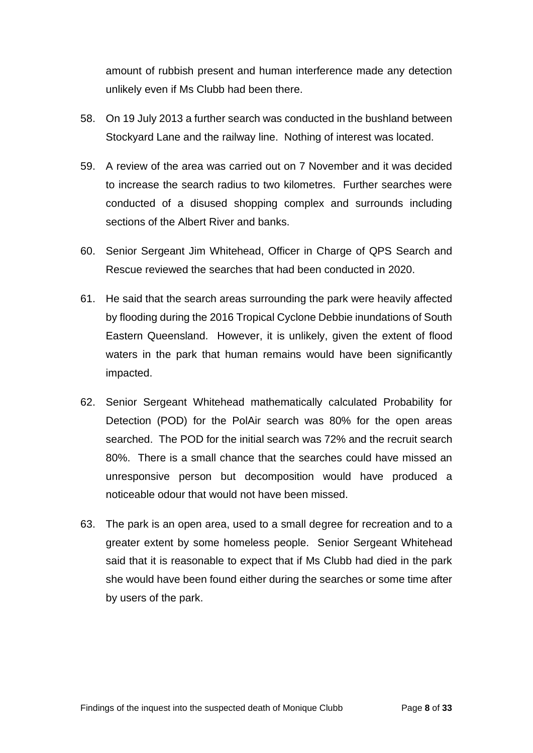amount of rubbish present and human interference made any detection unlikely even if Ms Clubb had been there.

58. On 19 July 2013 a further search was conducted in the bushland between Stockyard Lane and the railway line. Nothing of interest was located.

59. A review of the area was carried out on 7 November and it was decided to increase the search radius to two kilometres. Further searches were conducted of a disused shopping complex and surrounds including sections of the Albert River and banks.

60. Senior Sergeant Jim Whitehead, Officer in Charge of QPS Search and Rescue reviewed the searches that had been conducted in 2020.

61. He said that the search areas surrounding the park were heavily affected by flooding during the 2016 Tropical Cyclone Debbie inundations of South Eastern Queensland. However, it is unlikely, given the extent of flood waters in the park that human remains would have been significantly impacted.

62. Senior Sergeant Whitehead mathematically calculated Probability for Detection (POD) for the PolAir search was 80% for the open areas searched. The POD for the initial search was 72% and the recruit search 80%. There is a small chance that the searches could have missed an unresponsive person but decomposition would have produced a noticeable odour that would not have been missed.

63. The park is an open area, used to a small degree for recreation and to a greater extent by some homeless people. Senior Sergeant Whitehead said that it is reasonable to expect that if Ms Clubb had died in the park she would have been found either during the searches or some time after by users of the park.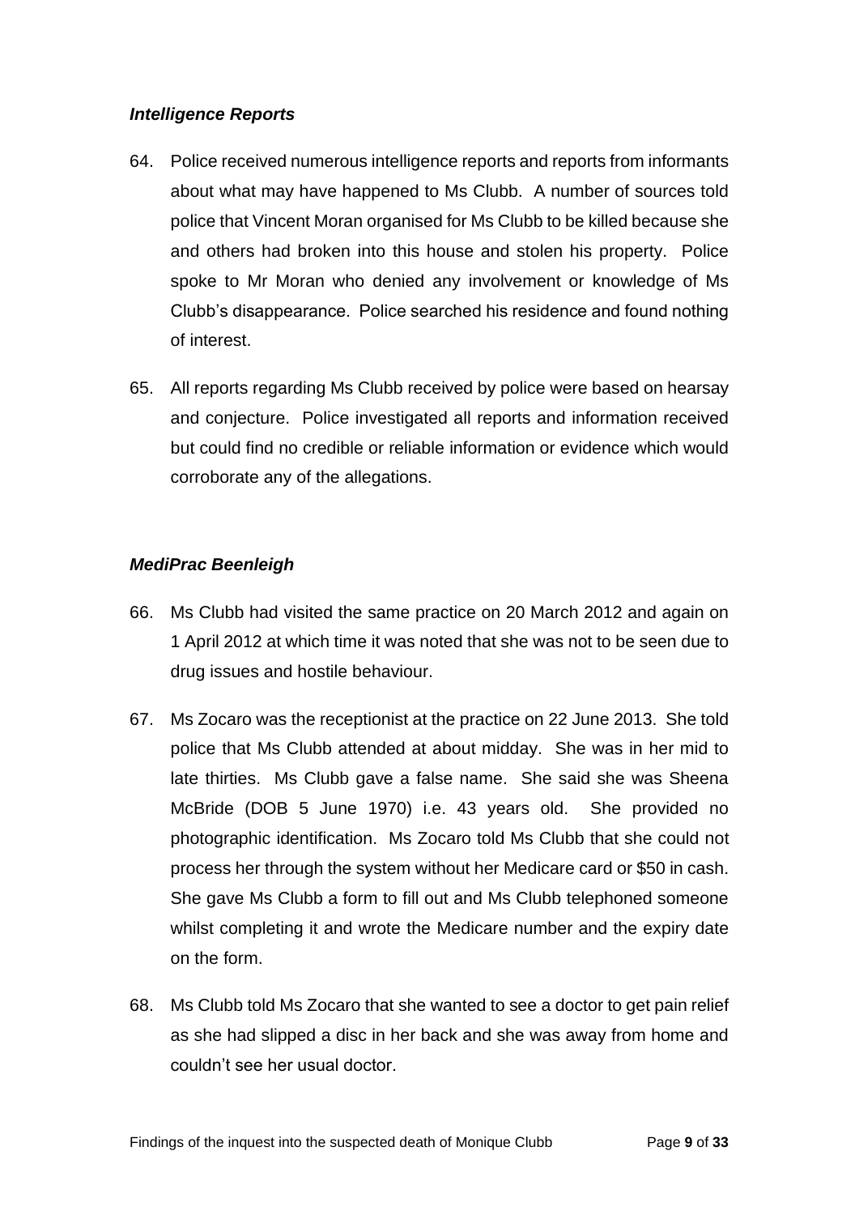### *Intelligence Reports*

64. Police received numerous intelligence reports and reports from informants about what may have happened to Ms Clubb. A number of sources told police that Vincent Moran organised for Ms Clubb to be killed because she and others had broken into this house and stolen his property. Police spoke to Mr Moran who denied any involvement or knowledge of Ms Clubb's disappearance. Police searched his residence and found nothing of interest.

65. All reports regarding Ms Clubb received by police were based on hearsay and conjecture. Police investigated all reports and information received but could find no credible or reliable information or evidence which would corroborate any of the allegations.

### *MediPrac Beenleigh*

66. Ms Clubb had visited the same practice on 20 March 2012 and again on 1 April 2012 at which time it was noted that she was not to be seen due to drug issues and hostile behaviour.

67. Ms Zocaro was the receptionist at the practice on 22 June 2013. She told police that Ms Clubb attended at about midday. She was in her mid to late thirties. Ms Clubb gave a false name. She said she was Sheena McBride (DOB 5 June 1970) i.e. 43 years old. She provided no photographic identification. Ms Zocaro told Ms Clubb that she could not process her through the system without her Medicare card or $50 in cash. She gave Ms Clubb a form to fill out and Ms Clubb telephoned someone whilst completing it and wrote the Medicare number and the expiry date on the form.

68. Ms Clubb told Ms Zocaro that she wanted to see a doctor to get pain relief as she had slipped a disc in her back and she was away from home and couldn't see her usual doctor.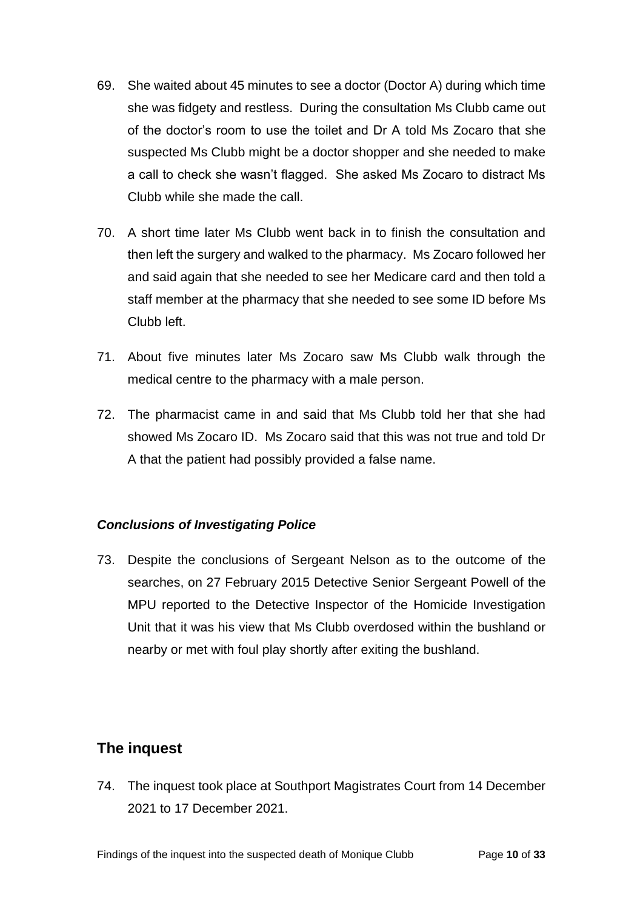69. She waited about 45 minutes to see a doctor (Doctor A) during which time she was fidgety and restless. During the consultation Ms Clubb came out of the doctor's room to use the toilet and Dr A told Ms Zocaro that she suspected Ms Clubb might be a doctor shopper and she needed to make a call to check she wasn't flagged. She asked Ms Zocaro to distract Ms Clubb while she made the call.

70. A short time later Ms Clubb went back in to finish the consultation and then left the surgery and walked to the pharmacy. Ms Zocaro followed her and said again that she needed to see her Medicare card and then told a staff member at the pharmacy that she needed to see some ID before Ms Clubb left.

71. About five minutes later Ms Zocaro saw Ms Clubb walk through the medical centre to the pharmacy with a male person.

72. The pharmacist came in and said that Ms Clubb told her that she had showed Ms Zocaro ID. Ms Zocaro said that this was not true and told Dr A that the patient had possibly provided a false name.

### *Conclusions of Investigating Police*

73. Despite the conclusions of Sergeant Nelson as to the outcome of the searches, on 27 February 2015 Detective Senior Sergeant Powell of the MPU reported to the Detective Inspector of the Homicide Investigation Unit that it was his view that Ms Clubb overdosed within the bushland or nearby or met with foul play shortly after exiting the bushland.

## The inquest

74. The inquest took place at Southport Magistrates Court from 14 December 2021 to 17 December 2021.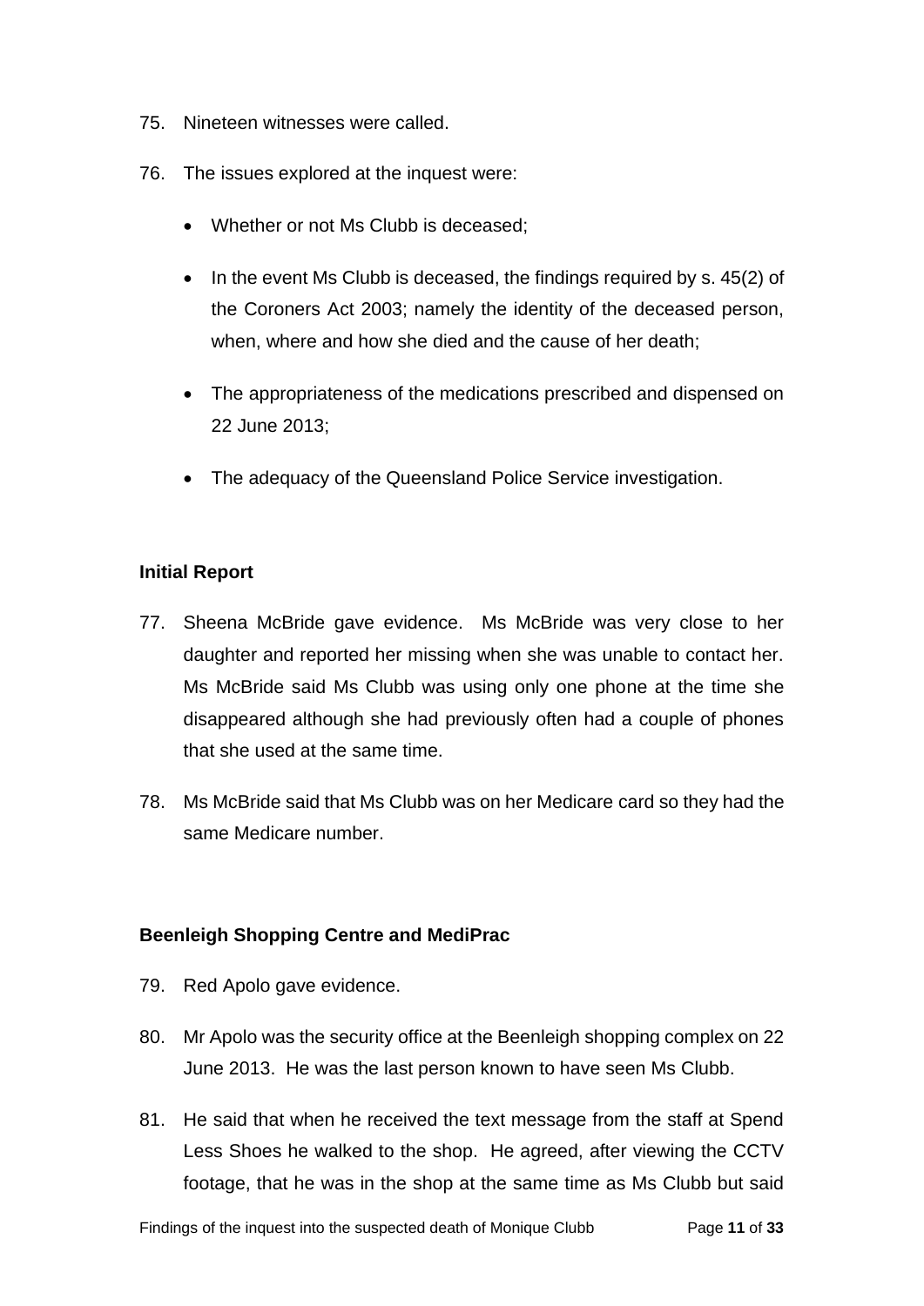75. Nineteen witnesses were called.

76. The issues explored at the inquest were:

- Whether or not Ms Clubb is deceased;
- In the event Ms Clubb is deceased, the findings required by s. 45(2) of the Coroners Act 2003; namely the identity of the deceased person, when, where and how she died and the cause of her death;
- The appropriateness of the medications prescribed and dispensed on 22 June 2013;
- The adequacy of the Queensland Police Service investigation.

### Initial Report

77. Sheena McBride gave evidence. Ms McBride was very close to her daughter and reported her missing when she was unable to contact her. Ms McBride said Ms Clubb was using only one phone at the time she disappeared although she had previously often had a couple of phones that she used at the same time.

78. Ms McBride said that Ms Clubb was on her Medicare card so they had the same Medicare number.

### Beenleigh Shopping Centre and MediPrac

79. Red Apolo gave evidence.

80. Mr Apolo was the security office at the Beenleigh shopping complex on 22 June 2013. He was the last person known to have seen Ms Clubb.

81. He said that when he received the text message from the staff at Spend Less Shoes he walked to the shop. He agreed, after viewing the CCTV footage, that he was in the shop at the same time as Ms Clubb but said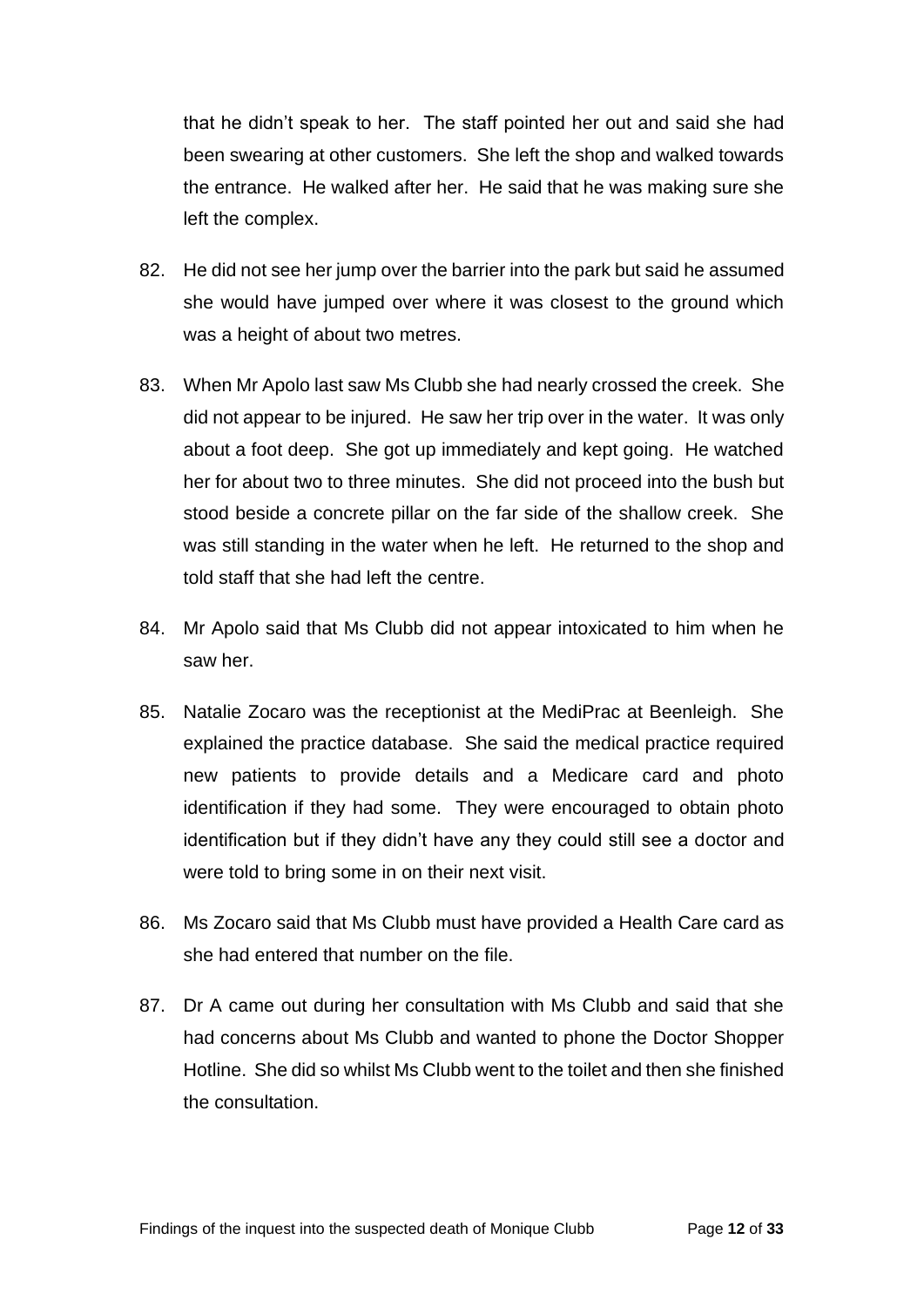that he didn't speak to her. The staff pointed her out and said she had been swearing at other customers. She left the shop and walked towards the entrance. He walked after her. He said that he was making sure she left the complex.

82. He did not see her jump over the barrier into the park but said he assumed she would have jumped over where it was closest to the ground which was a height of about two metres.

83. When Mr Apolo last saw Ms Clubb she had nearly crossed the creek. She did not appear to be injured. He saw her trip over in the water. It was only about a foot deep. She got up immediately and kept going. He watched her for about two to three minutes. She did not proceed into the bush but stood beside a concrete pillar on the far side of the shallow creek. She was still standing in the water when he left. He returned to the shop and told staff that she had left the centre.

84. Mr Apolo said that Ms Clubb did not appear intoxicated to him when he saw her.

85. Natalie Zocaro was the receptionist at the MediPrac at Beenleigh. She explained the practice database. She said the medical practice required new patients to provide details and a Medicare card and photo identification if they had some. They were encouraged to obtain photo identification but if they didn't have any they could still see a doctor and were told to bring some in on their next visit.

86. Ms Zocaro said that Ms Clubb must have provided a Health Care card as she had entered that number on the file.

87. Dr A came out during her consultation with Ms Clubb and said that she had concerns about Ms Clubb and wanted to phone the Doctor Shopper Hotline. She did so whilst Ms Clubb went to the toilet and then she finished the consultation.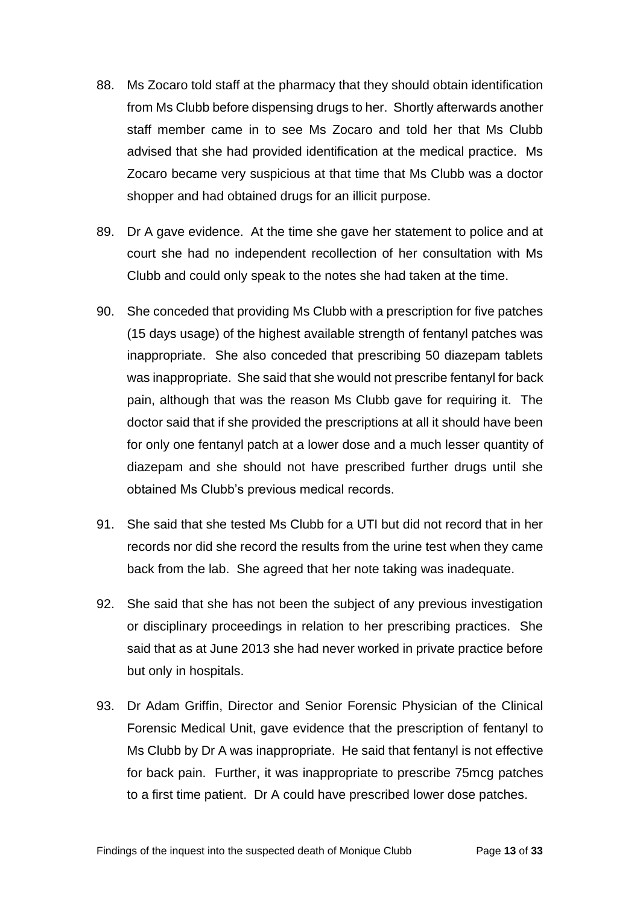88. Ms Zocaro told staff at the pharmacy that they should obtain identification from Ms Clubb before dispensing drugs to her. Shortly afterwards another staff member came in to see Ms Zocaro and told her that Ms Clubb advised that she had provided identification at the medical practice. Ms Zocaro became very suspicious at that time that Ms Clubb was a doctor shopper and had obtained drugs for an illicit purpose.

89. Dr A gave evidence. At the time she gave her statement to police and at court she had no independent recollection of her consultation with Ms Clubb and could only speak to the notes she had taken at the time.

90. She conceded that providing Ms Clubb with a prescription for five patches (15 days usage) of the highest available strength of fentanyl patches was inappropriate. She also conceded that prescribing 50 diazepam tablets was inappropriate. She said that she would not prescribe fentanyl for back pain, although that was the reason Ms Clubb gave for requiring it. The doctor said that if she provided the prescriptions at all it should have been for only one fentanyl patch at a lower dose and a much lesser quantity of diazepam and she should not have prescribed further drugs until she obtained Ms Clubb's previous medical records.

91. She said that she tested Ms Clubb for a UTI but did not record that in her records nor did she record the results from the urine test when they came back from the lab. She agreed that her note taking was inadequate.

92. She said that she has not been the subject of any previous investigation or disciplinary proceedings in relation to her prescribing practices. She said that as at June 2013 she had never worked in private practice before but only in hospitals.

93. Dr Adam Griffin, Director and Senior Forensic Physician of the Clinical Forensic Medical Unit, gave evidence that the prescription of fentanyl to Ms Clubb by Dr A was inappropriate. He said that fentanyl is not effective for back pain. Further, it was inappropriate to prescribe 75mcg patches to a first time patient. Dr A could have prescribed lower dose patches.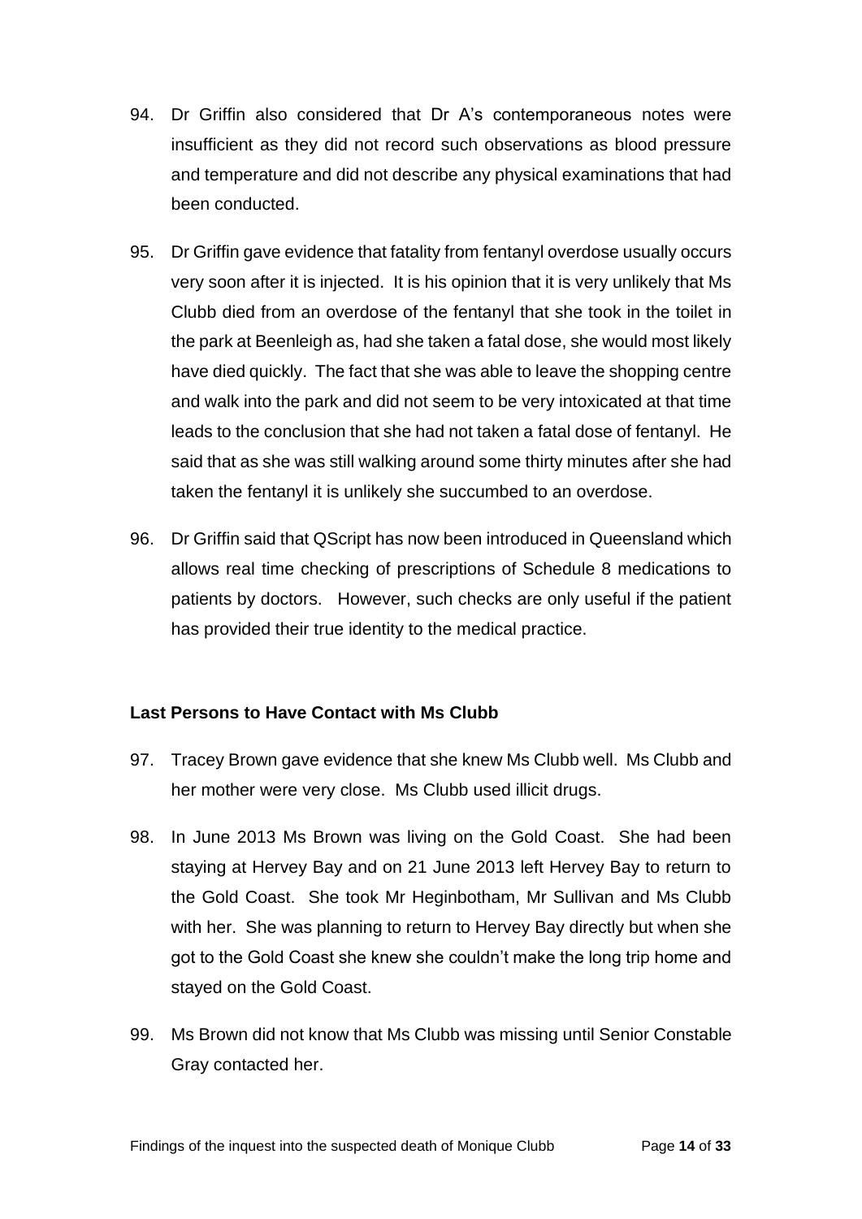94. Dr Griffin also considered that Dr A's contemporaneous notes were insufficient as they did not record such observations as blood pressure and temperature and did not describe any physical examinations that had been conducted.

95. Dr Griffin gave evidence that fatality from fentanyl overdose usually occurs very soon after it is injected. It is his opinion that it is very unlikely that Ms Clubb died from an overdose of the fentanyl that she took in the toilet in the park at Beenleigh as, had she taken a fatal dose, she would most likely have died quickly. The fact that she was able to leave the shopping centre and walk into the park and did not seem to be very intoxicated at that time leads to the conclusion that she had not taken a fatal dose of fentanyl. He said that as she was still walking around some thirty minutes after she had taken the fentanyl it is unlikely she succumbed to an overdose.

96. Dr Griffin said that QScript has now been introduced in Queensland which allows real time checking of prescriptions of Schedule 8 medications to patients by doctors. However, such checks are only useful if the patient has provided their true identity to the medical practice.

**Last Persons to Have Contact with Ms Clubb**

97. Tracey Brown gave evidence that she knew Ms Clubb well. Ms Clubb and her mother were very close. Ms Clubb used illicit drugs.

98. In June 2013 Ms Brown was living on the Gold Coast. She had been staying at Hervey Bay and on 21 June 2013 left Hervey Bay to return to the Gold Coast. She took Mr Heginbotham, Mr Sullivan and Ms Clubb with her. She was planning to return to Hervey Bay directly but when she got to the Gold Coast she knew she couldn't make the long trip home and stayed on the Gold Coast.

99. Ms Brown did not know that Ms Clubb was missing until Senior Constable Gray contacted her.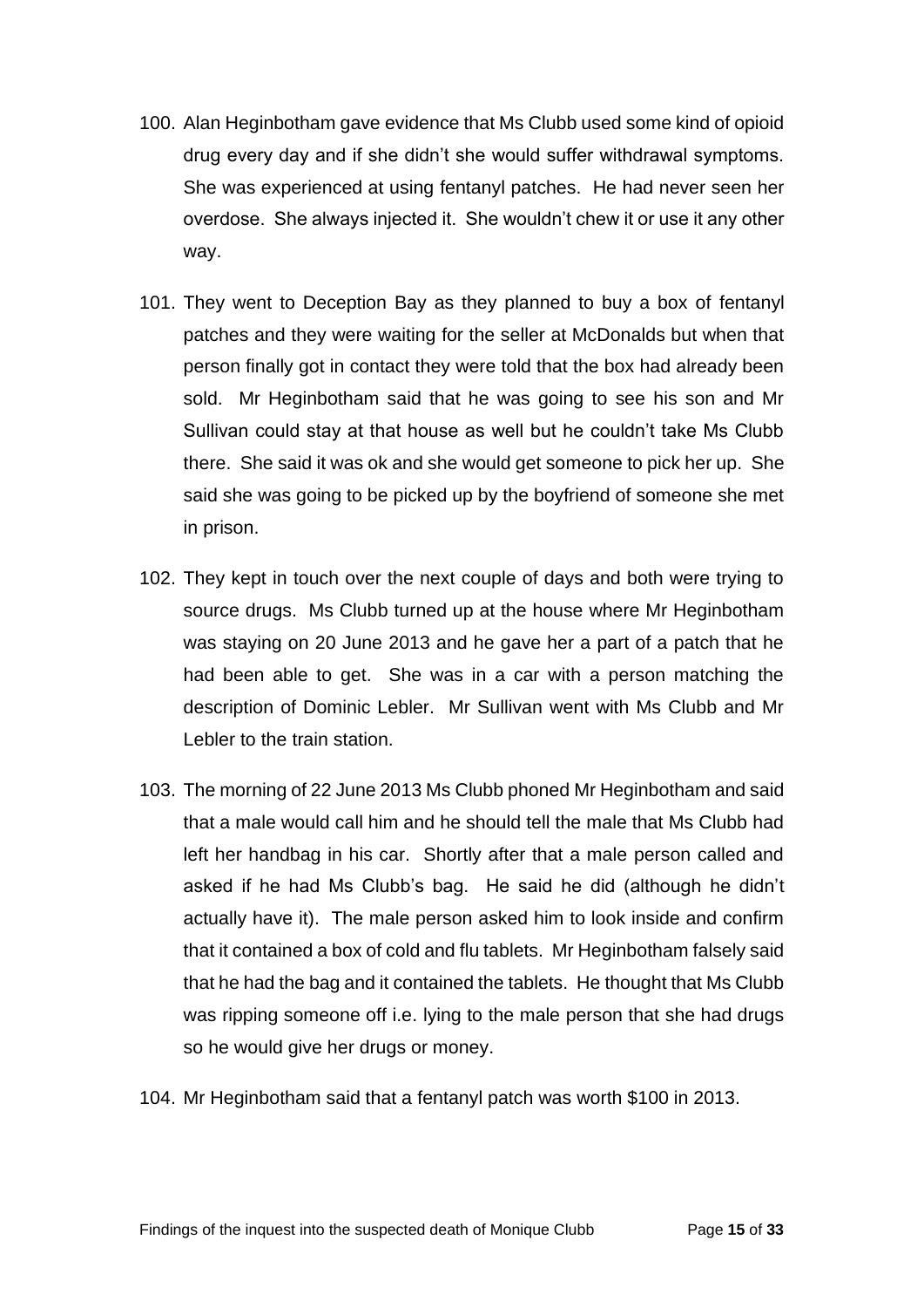100. Alan Heginbotham gave evidence that Ms Clubb used some kind of opioid drug every day and if she didn't she would suffer withdrawal symptoms. She was experienced at using fentanyl patches. He had never seen her overdose. She always injected it. She wouldn't chew it or use it any other way.

101. They went to Deception Bay as they planned to buy a box of fentanyl patches and they were waiting for the seller at McDonalds but when that person finally got in contact they were told that the box had already been sold. Mr Heginbotham said that he was going to see his son and Mr Sullivan could stay at that house as well but he couldn't take Ms Clubb there. She said it was ok and she would get someone to pick her up. She said she was going to be picked up by the boyfriend of someone she met in prison.

102. They kept in touch over the next couple of days and both were trying to source drugs. Ms Clubb turned up at the house where Mr Heginbotham was staying on 20 June 2013 and he gave her a part of a patch that he had been able to get. She was in a car with a person matching the description of Dominic Lebler. Mr Sullivan went with Ms Clubb and Mr Lebler to the train station.

103. The morning of 22 June 2013 Ms Clubb phoned Mr Heginbotham and said that a male would call him and he should tell the male that Ms Clubb had left her handbag in his car. Shortly after that a male person called and asked if he had Ms Clubb's bag. He said he did (although he didn't actually have it). The male person asked him to look inside and confirm that it contained a box of cold and flu tablets. Mr Heginbotham falsely said that he had the bag and it contained the tablets. He thought that Ms Clubb was ripping someone off i.e. lying to the male person that she had drugs so he would give her drugs or money.

104. Mr Heginbotham said that a fentanyl patch was worth $100 in 2013.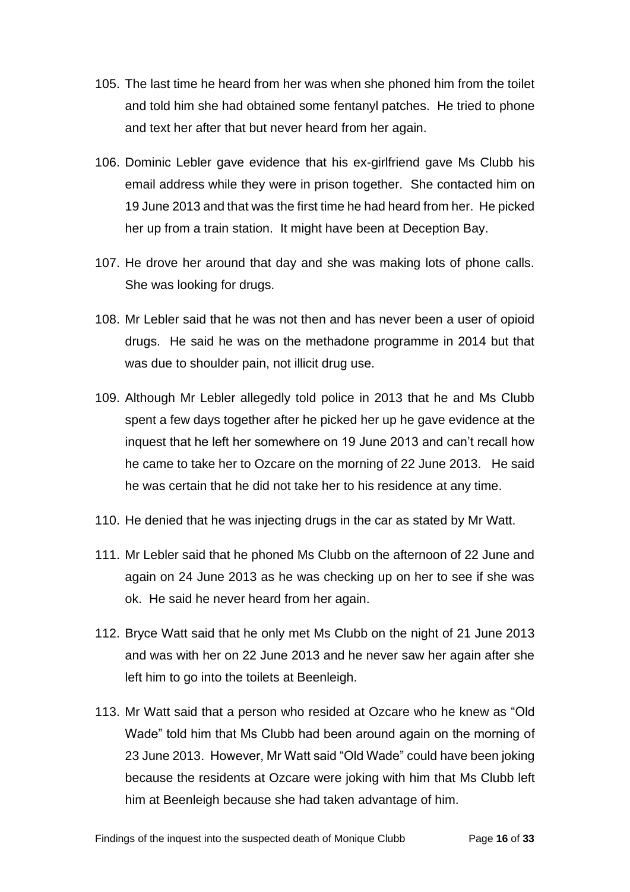105. The last time he heard from her was when she phoned him from the toilet and told him she had obtained some fentanyl patches. He tried to phone and text her after that but never heard from her again.

106. Dominic Lebler gave evidence that his ex-girlfriend gave Ms Clubb his email address while they were in prison together. She contacted him on 19 June 2013 and that was the first time he had heard from her. He picked her up from a train station. It might have been at Deception Bay.

107. He drove her around that day and she was making lots of phone calls. She was looking for drugs.

108. Mr Lebler said that he was not then and has never been a user of opioid drugs. He said he was on the methadone programme in 2014 but that was due to shoulder pain, not illicit drug use.

109. Although Mr Lebler allegedly told police in 2013 that he and Ms Clubb spent a few days together after he picked her up he gave evidence at the inquest that he left her somewhere on 19 June 2013 and can't recall how he came to take her to Ozcare on the morning of 22 June 2013. He said he was certain that he did not take her to his residence at any time.

110. He denied that he was injecting drugs in the car as stated by Mr Watt.

111. Mr Lebler said that he phoned Ms Clubb on the afternoon of 22 June and again on 24 June 2013 as he was checking up on her to see if she was ok. He said he never heard from her again.

112. Bryce Watt said that he only met Ms Clubb on the night of 21 June 2013 and was with her on 22 June 2013 and he never saw her again after she left him to go into the toilets at Beenleigh.

113. Mr Watt said that a person who resided at Ozcare who he knew as "Old Wade" told him that Ms Clubb had been around again on the morning of 23 June 2013. However, Mr Watt said "Old Wade" could have been joking because the residents at Ozcare were joking with him that Ms Clubb left him at Beenleigh because she had taken advantage of him.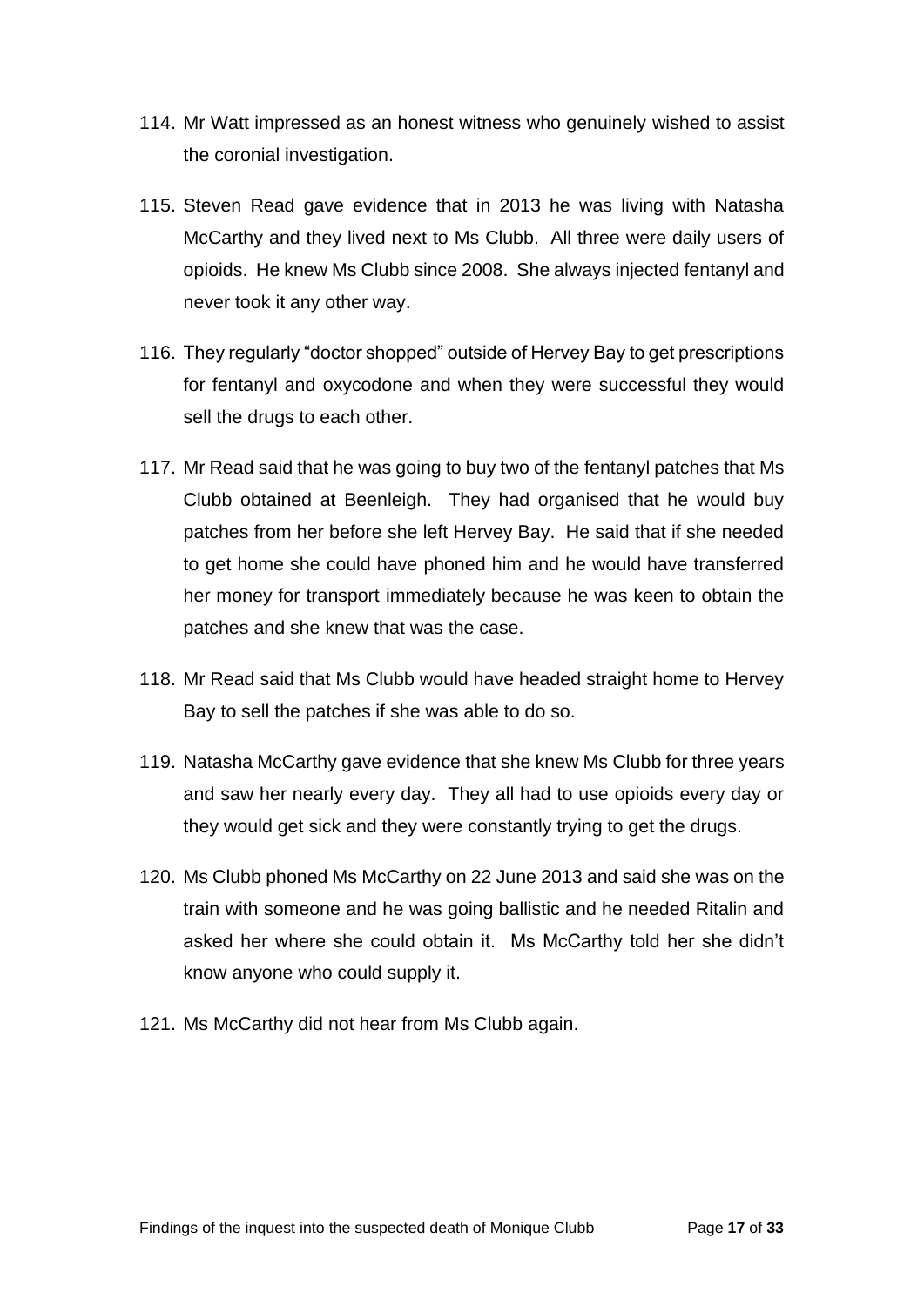114. Mr Watt impressed as an honest witness who genuinely wished to assist the coronial investigation.

115. Steven Read gave evidence that in 2013 he was living with Natasha McCarthy and they lived next to Ms Clubb. All three were daily users of opioids. He knew Ms Clubb since 2008. She always injected fentanyl and never took it any other way.

116. They regularly "doctor shopped" outside of Hervey Bay to get prescriptions for fentanyl and oxycodone and when they were successful they would sell the drugs to each other.

117. Mr Read said that he was going to buy two of the fentanyl patches that Ms Clubb obtained at Beenleigh. They had organised that he would buy patches from her before she left Hervey Bay. He said that if she needed to get home she could have phoned him and he would have transferred her money for transport immediately because he was keen to obtain the patches and she knew that was the case.

118. Mr Read said that Ms Clubb would have headed straight home to Hervey Bay to sell the patches if she was able to do so.

119. Natasha McCarthy gave evidence that she knew Ms Clubb for three years and saw her nearly every day. They all had to use opioids every day or they would get sick and they were constantly trying to get the drugs.

120. Ms Clubb phoned Ms McCarthy on 22 June 2013 and said she was on the train with someone and he was going ballistic and he needed Ritalin and asked her where she could obtain it. Ms McCarthy told her she didn't know anyone who could supply it.

121. Ms McCarthy did not hear from Ms Clubb again.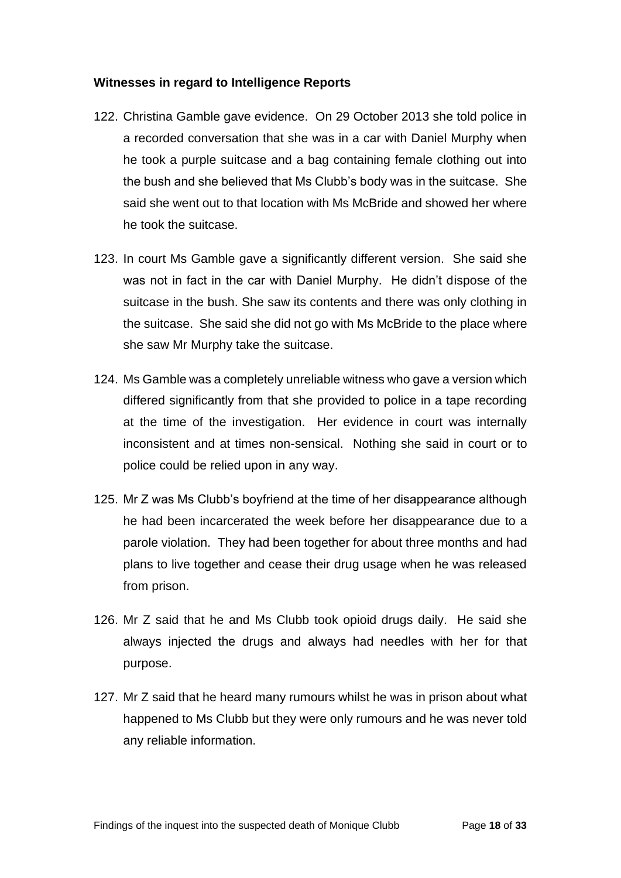**Witnesses in regard to Intelligence Reports**

122. Christina Gamble gave evidence. On 29 October 2013 she told police in a recorded conversation that she was in a car with Daniel Murphy when he took a purple suitcase and a bag containing female clothing out into the bush and she believed that Ms Clubb's body was in the suitcase. She said she went out to that location with Ms McBride and showed her where he took the suitcase.

123. In court Ms Gamble gave a significantly different version. She said she was not in fact in the car with Daniel Murphy. He didn't dispose of the suitcase in the bush. She saw its contents and there was only clothing in the suitcase. She said she did not go with Ms McBride to the place where she saw Mr Murphy take the suitcase.

124. Ms Gamble was a completely unreliable witness who gave a version which differed significantly from that she provided to police in a tape recording at the time of the investigation. Her evidence in court was internally inconsistent and at times non-sensical. Nothing she said in court or to police could be relied upon in any way.

125. Mr Z was Ms Clubb's boyfriend at the time of her disappearance although he had been incarcerated the week before her disappearance due to a parole violation. They had been together for about three months and had plans to live together and cease their drug usage when he was released from prison.

126. Mr Z said that he and Ms Clubb took opioid drugs daily. He said she always injected the drugs and always had needles with her for that purpose.

127. Mr Z said that he heard many rumours whilst he was in prison about what happened to Ms Clubb but they were only rumours and he was never told any reliable information.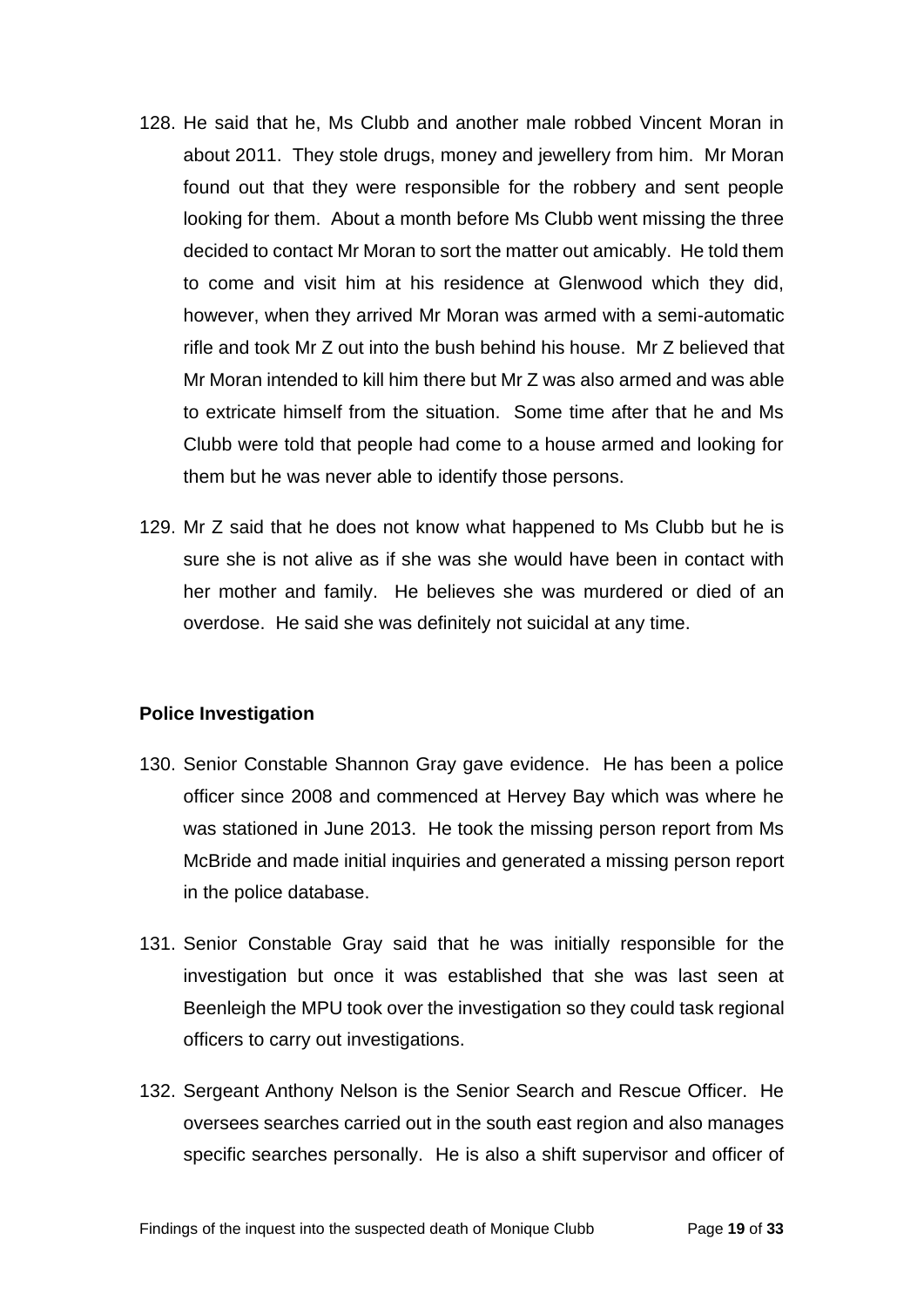128. He said that he, Ms Clubb and another male robbed Vincent Moran in about 2011. They stole drugs, money and jewellery from him. Mr Moran found out that they were responsible for the robbery and sent people looking for them. About a month before Ms Clubb went missing the three decided to contact Mr Moran to sort the matter out amicably. He told them to come and visit him at his residence at Glenwood which they did, however, when they arrived Mr Moran was armed with a semi-automatic rifle and took Mr Z out into the bush behind his house. Mr Z believed that Mr Moran intended to kill him there but Mr Z was also armed and was able to extricate himself from the situation. Some time after that he and Ms Clubb were told that people had come to a house armed and looking for them but he was never able to identify those persons.

129. Mr Z said that he does not know what happened to Ms Clubb but he is sure she is not alive as if she was she would have been in contact with her mother and family. He believes she was murdered or died of an overdose. He said she was definitely not suicidal at any time.

**Police Investigation**

130. Senior Constable Shannon Gray gave evidence. He has been a police officer since 2008 and commenced at Hervey Bay which was where he was stationed in June 2013. He took the missing person report from Ms McBride and made initial inquiries and generated a missing person report in the police database.

131. Senior Constable Gray said that he was initially responsible for the investigation but once it was established that she was last seen at Beenleigh the MPU took over the investigation so they could task regional officers to carry out investigations.

132. Sergeant Anthony Nelson is the Senior Search and Rescue Officer. He oversees searches carried out in the south east region and also manages specific searches personally. He is also a shift supervisor and officer of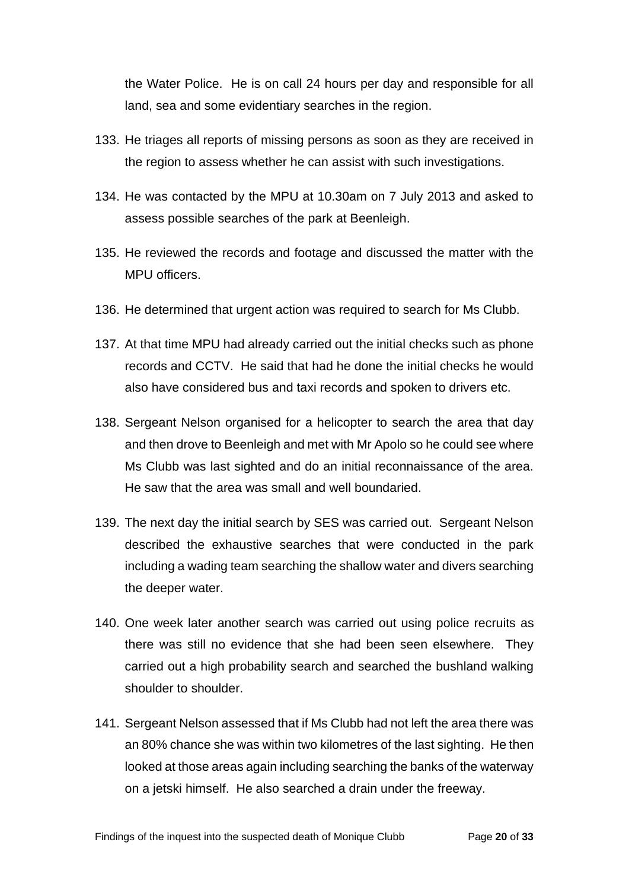the Water Police. He is on call 24 hours per day and responsible for all land, sea and some evidentiary searches in the region.

133. He triages all reports of missing persons as soon as they are received in the region to assess whether he can assist with such investigations.

134. He was contacted by the MPU at 10.30am on 7 July 2013 and asked to assess possible searches of the park at Beenleigh.

135. He reviewed the records and footage and discussed the matter with the MPU officers.

136. He determined that urgent action was required to search for Ms Clubb.

137. At that time MPU had already carried out the initial checks such as phone records and CCTV. He said that had he done the initial checks he would also have considered bus and taxi records and spoken to drivers etc.

138. Sergeant Nelson organised for a helicopter to search the area that day and then drove to Beenleigh and met with Mr Apolo so he could see where Ms Clubb was last sighted and do an initial reconnaissance of the area. He saw that the area was small and well boundaried.

139. The next day the initial search by SES was carried out. Sergeant Nelson described the exhaustive searches that were conducted in the park including a wading team searching the shallow water and divers searching the deeper water.

140. One week later another search was carried out using police recruits as there was still no evidence that she had been seen elsewhere. They carried out a high probability search and searched the bushland walking shoulder to shoulder.

141. Sergeant Nelson assessed that if Ms Clubb had not left the area there was an 80% chance she was within two kilometres of the last sighting. He then looked at those areas again including searching the banks of the waterway on a jetski himself. He also searched a drain under the freeway.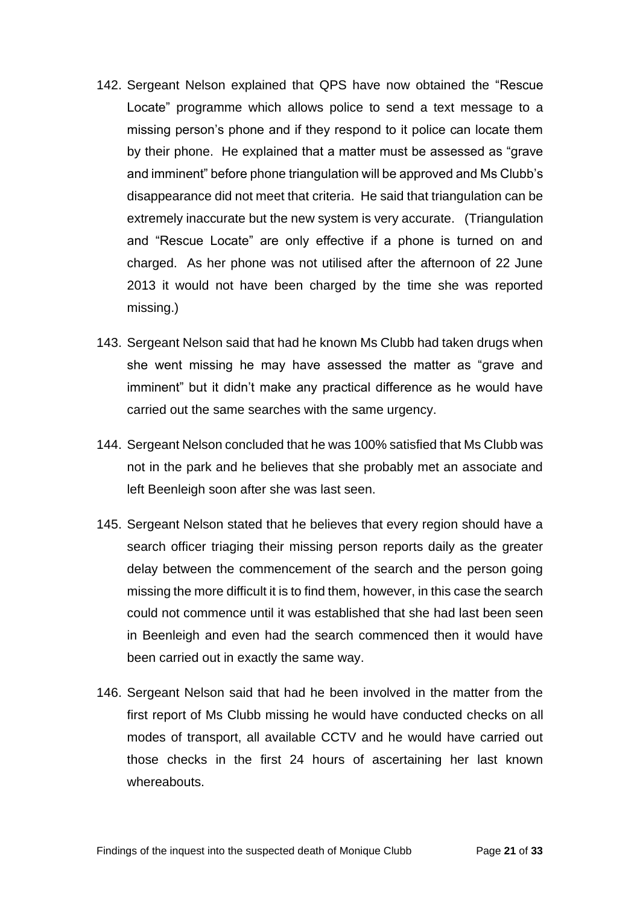142. Sergeant Nelson explained that QPS have now obtained the "Rescue Locate" programme which allows police to send a text message to a missing person's phone and if they respond to it police can locate them by their phone. He explained that a matter must be assessed as "grave and imminent" before phone triangulation will be approved and Ms Clubb's disappearance did not meet that criteria. He said that triangulation can be extremely inaccurate but the new system is very accurate. (Triangulation and "Rescue Locate" are only effective if a phone is turned on and charged. As her phone was not utilised after the afternoon of 22 June 2013 it would not have been charged by the time she was reported missing.)

143. Sergeant Nelson said that had he known Ms Clubb had taken drugs when she went missing he may have assessed the matter as "grave and imminent" but it didn't make any practical difference as he would have carried out the same searches with the same urgency.

144. Sergeant Nelson concluded that he was 100% satisfied that Ms Clubb was not in the park and he believes that she probably met an associate and left Beenleigh soon after she was last seen.

145. Sergeant Nelson stated that he believes that every region should have a search officer triaging their missing person reports daily as the greater delay between the commencement of the search and the person going missing the more difficult it is to find them, however, in this case the search could not commence until it was established that she had last been seen in Beenleigh and even had the search commenced then it would have been carried out in exactly the same way.

146. Sergeant Nelson said that had he been involved in the matter from the first report of Ms Clubb missing he would have conducted checks on all modes of transport, all available CCTV and he would have carried out those checks in the first 24 hours of ascertaining her last known whereabouts.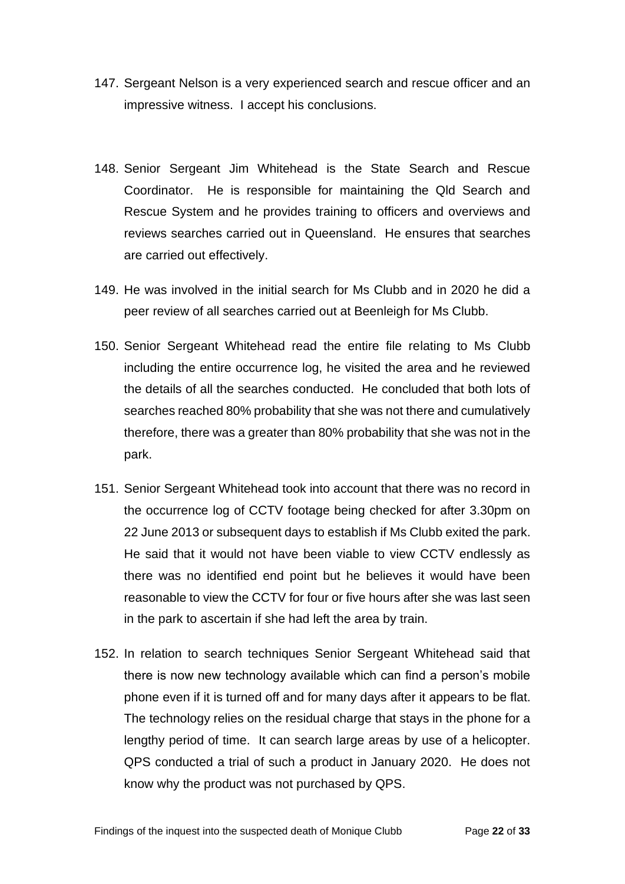147. Sergeant Nelson is a very experienced search and rescue officer and an impressive witness. I accept his conclusions.

148. Senior Sergeant Jim Whitehead is the State Search and Rescue Coordinator. He is responsible for maintaining the Qld Search and Rescue System and he provides training to officers and overviews and reviews searches carried out in Queensland. He ensures that searches are carried out effectively.

149. He was involved in the initial search for Ms Clubb and in 2020 he did a peer review of all searches carried out at Beenleigh for Ms Clubb.

150. Senior Sergeant Whitehead read the entire file relating to Ms Clubb including the entire occurrence log, he visited the area and he reviewed the details of all the searches conducted. He concluded that both lots of searches reached 80% probability that she was not there and cumulatively therefore, there was a greater than 80% probability that she was not in the park.

151. Senior Sergeant Whitehead took into account that there was no record in the occurrence log of CCTV footage being checked for after 3.30pm on 22 June 2013 or subsequent days to establish if Ms Clubb exited the park. He said that it would not have been viable to view CCTV endlessly as there was no identified end point but he believes it would have been reasonable to view the CCTV for four or five hours after she was last seen in the park to ascertain if she had left the area by train.

152. In relation to search techniques Senior Sergeant Whitehead said that there is now new technology available which can find a person's mobile phone even if it is turned off and for many days after it appears to be flat. The technology relies on the residual charge that stays in the phone for a lengthy period of time. It can search large areas by use of a helicopter. QPS conducted a trial of such a product in January 2020. He does not know why the product was not purchased by QPS.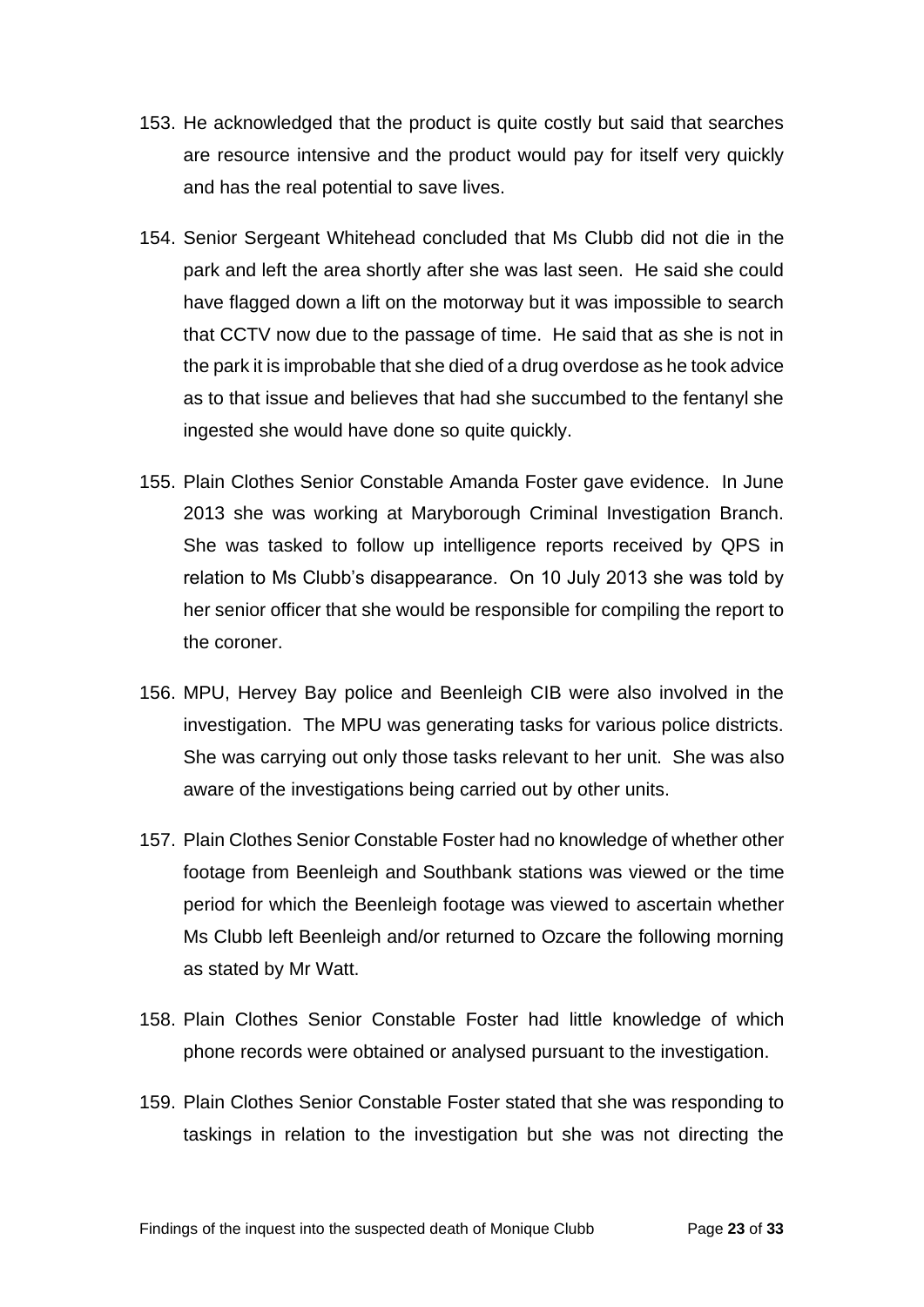153. He acknowledged that the product is quite costly but said that searches are resource intensive and the product would pay for itself very quickly and has the real potential to save lives.

154. Senior Sergeant Whitehead concluded that Ms Clubb did not die in the park and left the area shortly after she was last seen. He said she could have flagged down a lift on the motorway but it was impossible to search that CCTV now due to the passage of time. He said that as she is not in the park it is improbable that she died of a drug overdose as he took advice as to that issue and believes that had she succumbed to the fentanyl she ingested she would have done so quite quickly.

155. Plain Clothes Senior Constable Amanda Foster gave evidence. In June 2013 she was working at Maryborough Criminal Investigation Branch. She was tasked to follow up intelligence reports received by QPS in relation to Ms Clubb's disappearance. On 10 July 2013 she was told by her senior officer that she would be responsible for compiling the report to the coroner.

156. MPU, Hervey Bay police and Beenleigh CIB were also involved in the investigation. The MPU was generating tasks for various police districts. She was carrying out only those tasks relevant to her unit. She was also aware of the investigations being carried out by other units.

157. Plain Clothes Senior Constable Foster had no knowledge of whether other footage from Beenleigh and Southbank stations was viewed or the time period for which the Beenleigh footage was viewed to ascertain whether Ms Clubb left Beenleigh and/or returned to Ozcare the following morning as stated by Mr Watt.

158. Plain Clothes Senior Constable Foster had little knowledge of which phone records were obtained or analysed pursuant to the investigation.

159. Plain Clothes Senior Constable Foster stated that she was responding to taskings in relation to the investigation but she was not directing the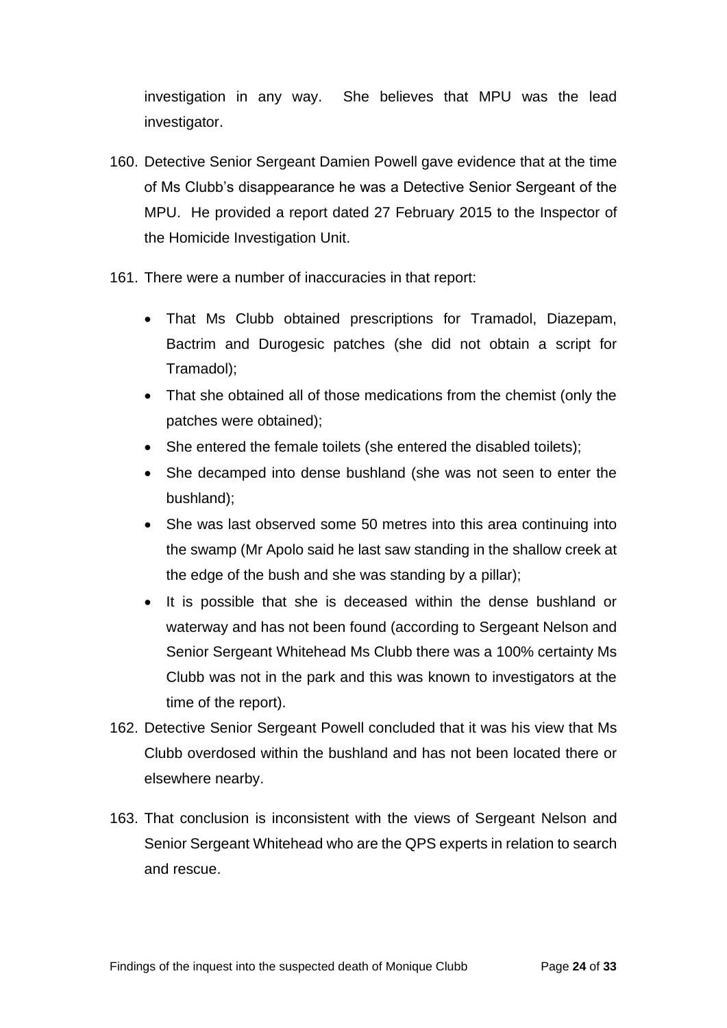investigation in any way. She believes that MPU was the lead investigator.

160. Detective Senior Sergeant Damien Powell gave evidence that at the time of Ms Clubb's disappearance he was a Detective Senior Sergeant of the MPU. He provided a report dated 27 February 2015 to the Inspector of the Homicide Investigation Unit.

161. There were a number of inaccuracies in that report:

    - That Ms Clubb obtained prescriptions for Tramadol, Diazepam, Bactrim and Durogesic patches (she did not obtain a script for Tramadol);
    - That she obtained all of those medications from the chemist (only the patches were obtained);
    - She entered the female toilets (she entered the disabled toilets);
    - She decamped into dense bushland (she was not seen to enter the bushland);
    - She was last observed some 50 metres into this area continuing into the swamp (Mr Apolo said he last saw standing in the shallow creek at the edge of the bush and she was standing by a pillar);
    - It is possible that she is deceased within the dense bushland or waterway and has not been found (according to Sergeant Nelson and Senior Sergeant Whitehead Ms Clubb there was a 100% certainty Ms Clubb was not in the park and this was known to investigators at the time of the report).

162. Detective Senior Sergeant Powell concluded that it was his view that Ms Clubb overdosed within the bushland and has not been located there or elsewhere nearby.

163. That conclusion is inconsistent with the views of Sergeant Nelson and Senior Sergeant Whitehead who are the QPS experts in relation to search and rescue.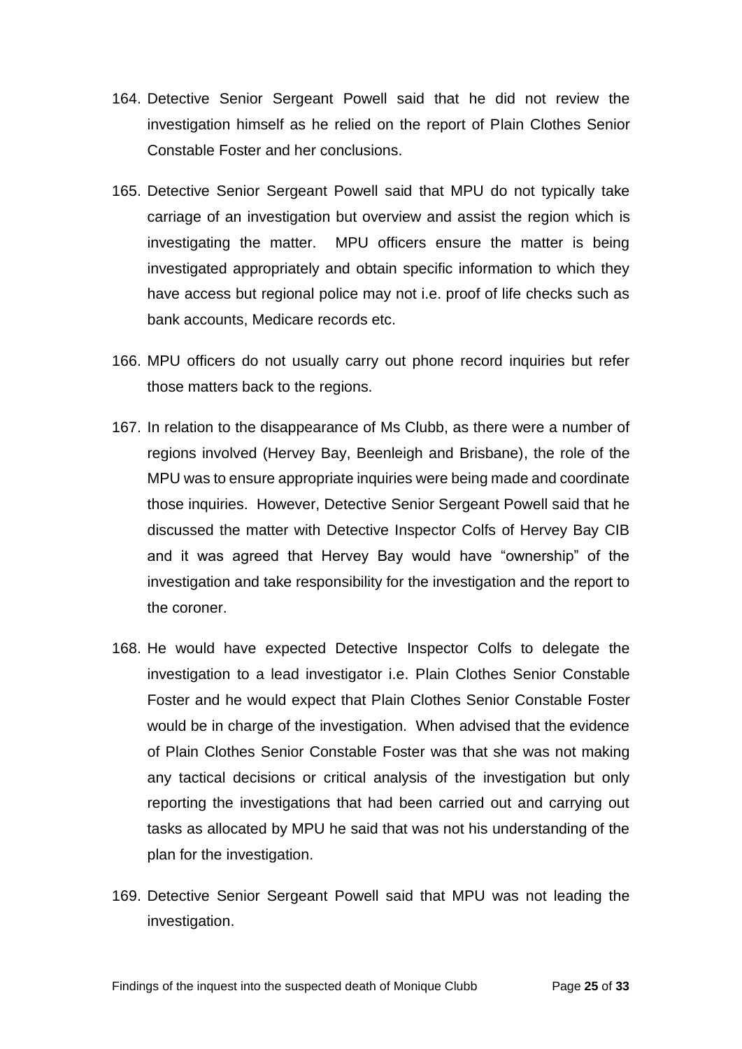164. Detective Senior Sergeant Powell said that he did not review the investigation himself as he relied on the report of Plain Clothes Senior Constable Foster and her conclusions.

165. Detective Senior Sergeant Powell said that MPU do not typically take carriage of an investigation but overview and assist the region which is investigating the matter. MPU officers ensure the matter is being investigated appropriately and obtain specific information to which they have access but regional police may not i.e. proof of life checks such as bank accounts, Medicare records etc.

166. MPU officers do not usually carry out phone record inquiries but refer those matters back to the regions.

167. In relation to the disappearance of Ms Clubb, as there were a number of regions involved (Hervey Bay, Beenleigh and Brisbane), the role of the MPU was to ensure appropriate inquiries were being made and coordinate those inquiries. However, Detective Senior Sergeant Powell said that he discussed the matter with Detective Inspector Colfs of Hervey Bay CIB and it was agreed that Hervey Bay would have "ownership" of the investigation and take responsibility for the investigation and the report to the coroner.

168. He would have expected Detective Inspector Colfs to delegate the investigation to a lead investigator i.e. Plain Clothes Senior Constable Foster and he would expect that Plain Clothes Senior Constable Foster would be in charge of the investigation. When advised that the evidence of Plain Clothes Senior Constable Foster was that she was not making any tactical decisions or critical analysis of the investigation but only reporting the investigations that had been carried out and carrying out tasks as allocated by MPU he said that was not his understanding of the plan for the investigation.

169. Detective Senior Sergeant Powell said that MPU was not leading the investigation.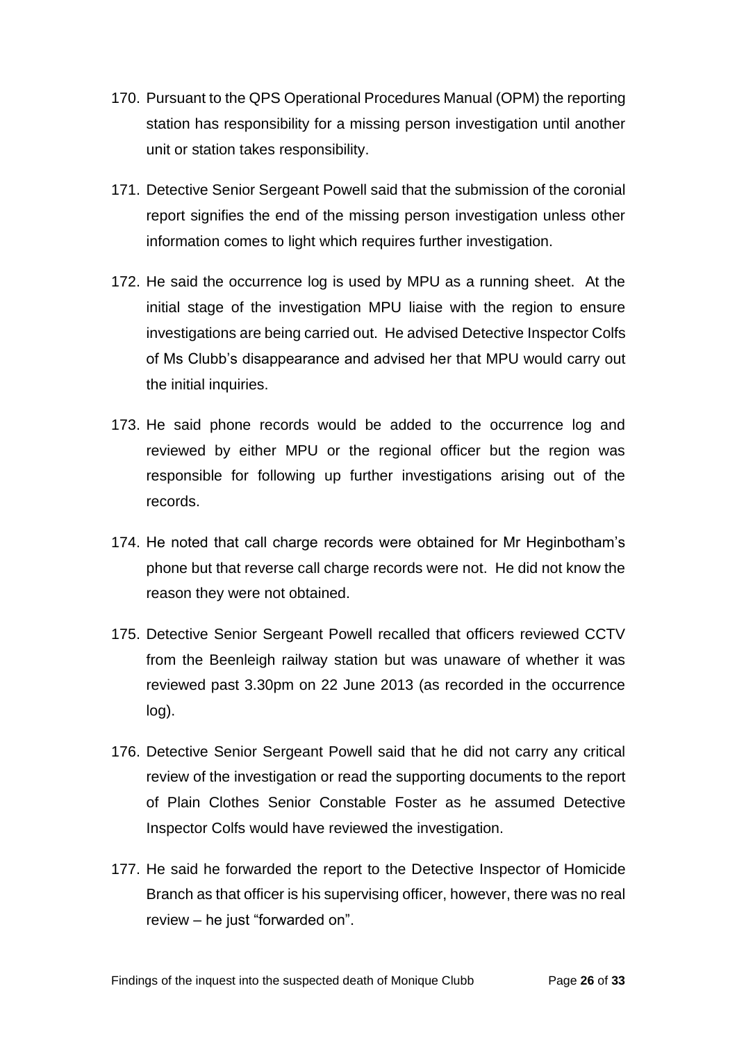170. Pursuant to the QPS Operational Procedures Manual (OPM) the reporting station has responsibility for a missing person investigation until another unit or station takes responsibility.

171. Detective Senior Sergeant Powell said that the submission of the coronial report signifies the end of the missing person investigation unless other information comes to light which requires further investigation.

172. He said the occurrence log is used by MPU as a running sheet. At the initial stage of the investigation MPU liaise with the region to ensure investigations are being carried out. He advised Detective Inspector Colfs of Ms Clubb's disappearance and advised her that MPU would carry out the initial inquiries.

173. He said phone records would be added to the occurrence log and reviewed by either MPU or the regional officer but the region was responsible for following up further investigations arising out of the records.

174. He noted that call charge records were obtained for Mr Heginbotham's phone but that reverse call charge records were not. He did not know the reason they were not obtained.

175. Detective Senior Sergeant Powell recalled that officers reviewed CCTV from the Beenleigh railway station but was unaware of whether it was reviewed past 3.30pm on 22 June 2013 (as recorded in the occurrence log).

176. Detective Senior Sergeant Powell said that he did not carry any critical review of the investigation or read the supporting documents to the report of Plain Clothes Senior Constable Foster as he assumed Detective Inspector Colfs would have reviewed the investigation.

177. He said he forwarded the report to the Detective Inspector of Homicide Branch as that officer is his supervising officer, however, there was no real review – he just "forwarded on".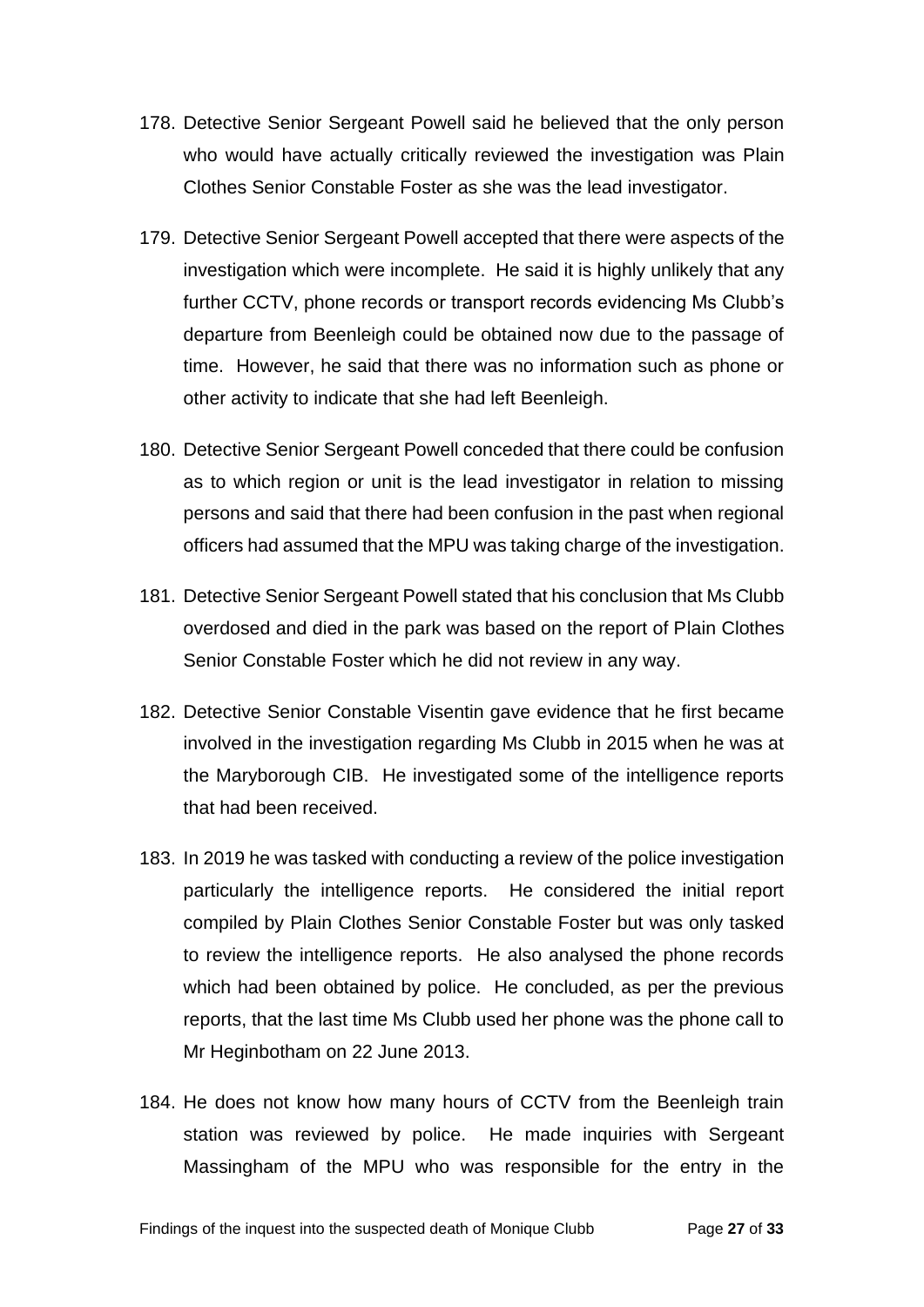178. Detective Senior Sergeant Powell said he believed that the only person who would have actually critically reviewed the investigation was Plain Clothes Senior Constable Foster as she was the lead investigator.

179. Detective Senior Sergeant Powell accepted that there were aspects of the investigation which were incomplete. He said it is highly unlikely that any further CCTV, phone records or transport records evidencing Ms Clubb's departure from Beenleigh could be obtained now due to the passage of time. However, he said that there was no information such as phone or other activity to indicate that she had left Beenleigh.

180. Detective Senior Sergeant Powell conceded that there could be confusion as to which region or unit is the lead investigator in relation to missing persons and said that there had been confusion in the past when regional officers had assumed that the MPU was taking charge of the investigation.

181. Detective Senior Sergeant Powell stated that his conclusion that Ms Clubb overdosed and died in the park was based on the report of Plain Clothes Senior Constable Foster which he did not review in any way.

182. Detective Senior Constable Visentin gave evidence that he first became involved in the investigation regarding Ms Clubb in 2015 when he was at the Maryborough CIB. He investigated some of the intelligence reports that had been received.

183. In 2019 he was tasked with conducting a review of the police investigation particularly the intelligence reports. He considered the initial report compiled by Plain Clothes Senior Constable Foster but was only tasked to review the intelligence reports. He also analysed the phone records which had been obtained by police. He concluded, as per the previous reports, that the last time Ms Clubb used her phone was the phone call to Mr Heginbotham on 22 June 2013.

184. He does not know how many hours of CCTV from the Beenleigh train station was reviewed by police. He made inquiries with Sergeant Massingham of the MPU who was responsible for the entry in the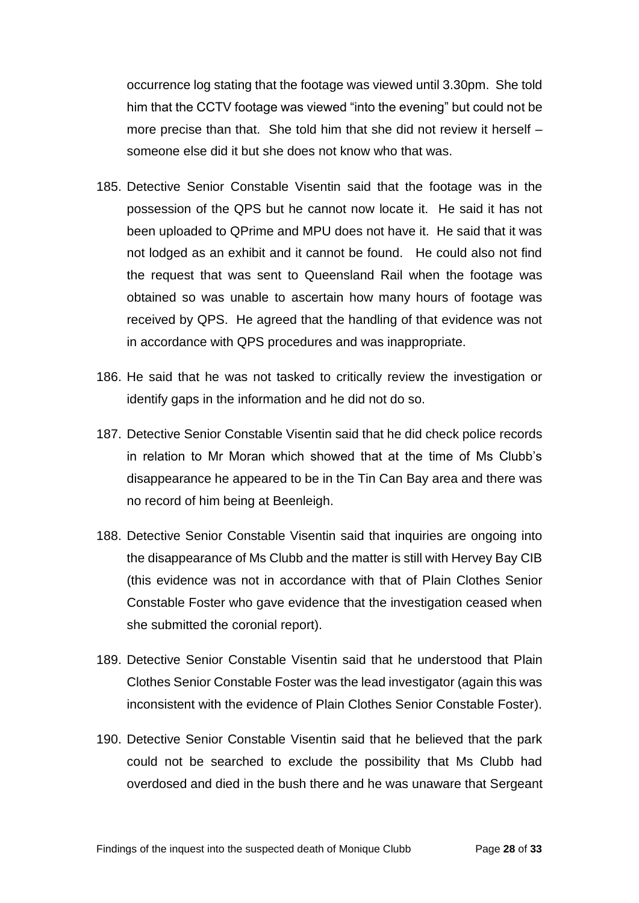occurrence log stating that the footage was viewed until 3.30pm. She told him that the CCTV footage was viewed "into the evening" but could not be more precise than that. She told him that she did not review it herself – someone else did it but she does not know who that was.

185. Detective Senior Constable Visentin said that the footage was in the possession of the QPS but he cannot now locate it. He said it has not been uploaded to QPrime and MPU does not have it. He said that it was not lodged as an exhibit and it cannot be found. He could also not find the request that was sent to Queensland Rail when the footage was obtained so was unable to ascertain how many hours of footage was received by QPS. He agreed that the handling of that evidence was not in accordance with QPS procedures and was inappropriate.

186. He said that he was not tasked to critically review the investigation or identify gaps in the information and he did not do so.

187. Detective Senior Constable Visentin said that he did check police records in relation to Mr Moran which showed that at the time of Ms Clubb's disappearance he appeared to be in the Tin Can Bay area and there was no record of him being at Beenleigh.

188. Detective Senior Constable Visentin said that inquiries are ongoing into the disappearance of Ms Clubb and the matter is still with Hervey Bay CIB (this evidence was not in accordance with that of Plain Clothes Senior Constable Foster who gave evidence that the investigation ceased when she submitted the coronial report).

189. Detective Senior Constable Visentin said that he understood that Plain Clothes Senior Constable Foster was the lead investigator (again this was inconsistent with the evidence of Plain Clothes Senior Constable Foster).

190. Detective Senior Constable Visentin said that he believed that the park could not be searched to exclude the possibility that Ms Clubb had overdosed and died in the bush there and he was unaware that Sergeant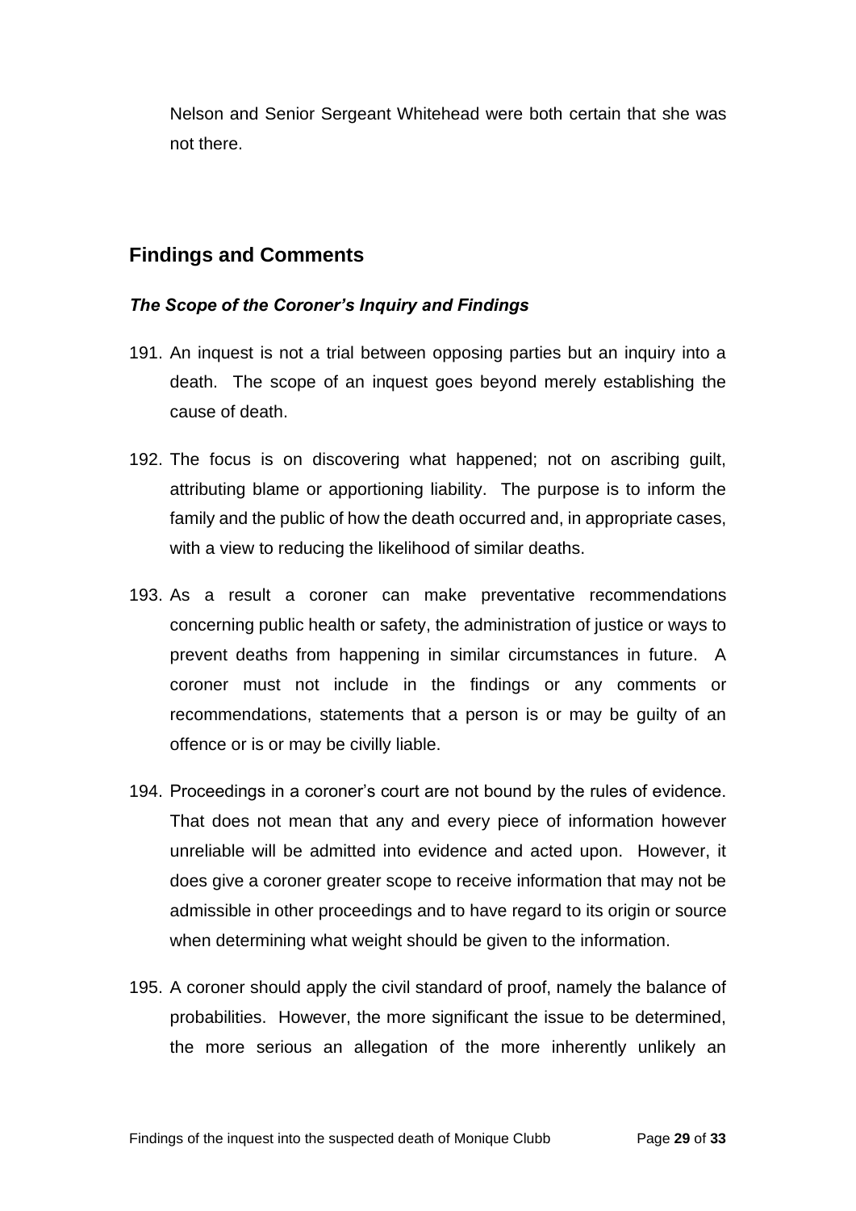Nelson and Senior Sergeant Whitehead were both certain that she was not there.

## Findings and Comments

### *The Scope of the Coroner's Inquiry and Findings*

191. An inquest is not a trial between opposing parties but an inquiry into a death. The scope of an inquest goes beyond merely establishing the cause of death.

192. The focus is on discovering what happened; not on ascribing guilt, attributing blame or apportioning liability. The purpose is to inform the family and the public of how the death occurred and, in appropriate cases, with a view to reducing the likelihood of similar deaths.

193. As a result a coroner can make preventative recommendations concerning public health or safety, the administration of justice or ways to prevent deaths from happening in similar circumstances in future. A coroner must not include in the findings or any comments or recommendations, statements that a person is or may be guilty of an offence or is or may be civilly liable.

194. Proceedings in a coroner's court are not bound by the rules of evidence. That does not mean that any and every piece of information however unreliable will be admitted into evidence and acted upon. However, it does give a coroner greater scope to receive information that may not be admissible in other proceedings and to have regard to its origin or source when determining what weight should be given to the information.

195. A coroner should apply the civil standard of proof, namely the balance of probabilities. However, the more significant the issue to be determined, the more serious an allegation of the more inherently unlikely an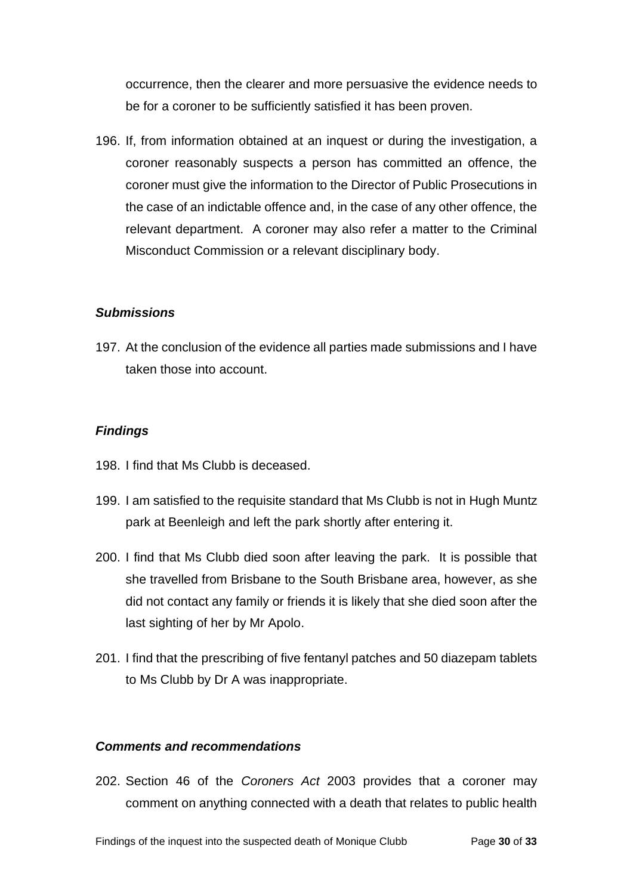occurrence, then the clearer and more persuasive the evidence needs to be for a coroner to be sufficiently satisfied it has been proven.

196. If, from information obtained at an inquest or during the investigation, a coroner reasonably suspects a person has committed an offence, the coroner must give the information to the Director of Public Prosecutions in the case of an indictable offence and, in the case of any other offence, the relevant department. A coroner may also refer a matter to the Criminal Misconduct Commission or a relevant disciplinary body.

### *Submissions*

197. At the conclusion of the evidence all parties made submissions and I have taken those into account.

### *Findings*

198. I find that Ms Clubb is deceased.

199. I am satisfied to the requisite standard that Ms Clubb is not in Hugh Muntz park at Beenleigh and left the park shortly after entering it.

200. I find that Ms Clubb died soon after leaving the park. It is possible that she travelled from Brisbane to the South Brisbane area, however, as she did not contact any family or friends it is likely that she died soon after the last sighting of her by Mr Apolo.

201. I find that the prescribing of five fentanyl patches and 50 diazepam tablets to Ms Clubb by Dr A was inappropriate.

### *Comments and recommendations*

202. Section 46 of the *Coroners Act* 2003 provides that a coroner may comment on anything connected with a death that relates to public health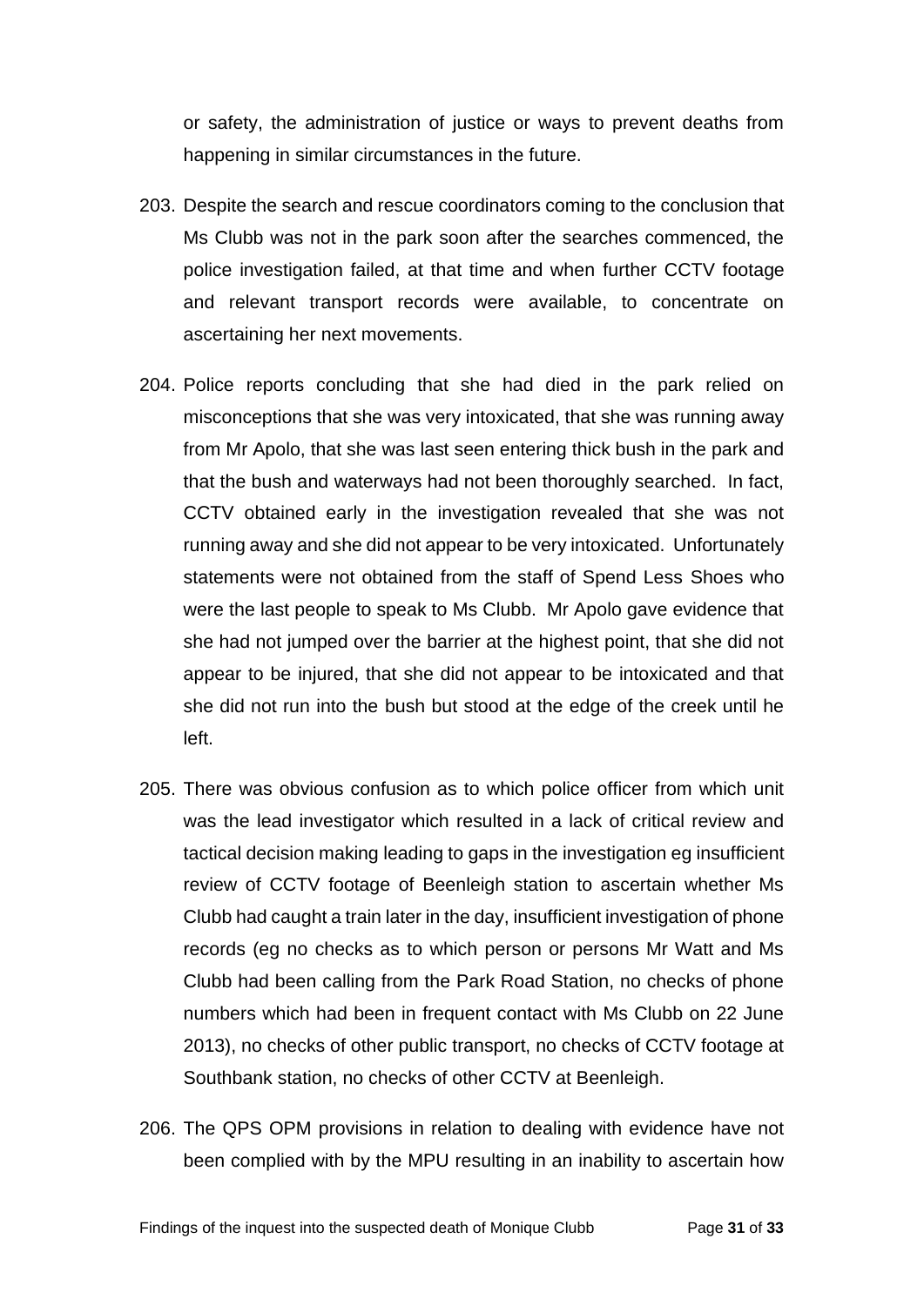or safety, the administration of justice or ways to prevent deaths from happening in similar circumstances in the future.

203. Despite the search and rescue coordinators coming to the conclusion that Ms Clubb was not in the park soon after the searches commenced, the police investigation failed, at that time and when further CCTV footage and relevant transport records were available, to concentrate on ascertaining her next movements.

204. Police reports concluding that she had died in the park relied on misconceptions that she was very intoxicated, that she was running away from Mr Apolo, that she was last seen entering thick bush in the park and that the bush and waterways had not been thoroughly searched. In fact, CCTV obtained early in the investigation revealed that she was not running away and she did not appear to be very intoxicated. Unfortunately statements were not obtained from the staff of Spend Less Shoes who were the last people to speak to Ms Clubb. Mr Apolo gave evidence that she had not jumped over the barrier at the highest point, that she did not appear to be injured, that she did not appear to be intoxicated and that she did not run into the bush but stood at the edge of the creek until he left.

205. There was obvious confusion as to which police officer from which unit was the lead investigator which resulted in a lack of critical review and tactical decision making leading to gaps in the investigation eg insufficient review of CCTV footage of Beenleigh station to ascertain whether Ms Clubb had caught a train later in the day, insufficient investigation of phone records (eg no checks as to which person or persons Mr Watt and Ms Clubb had been calling from the Park Road Station, no checks of phone numbers which had been in frequent contact with Ms Clubb on 22 June 2013), no checks of other public transport, no checks of CCTV footage at Southbank station, no checks of other CCTV at Beenleigh.

206. The QPS OPM provisions in relation to dealing with evidence have not been complied with by the MPU resulting in an inability to ascertain how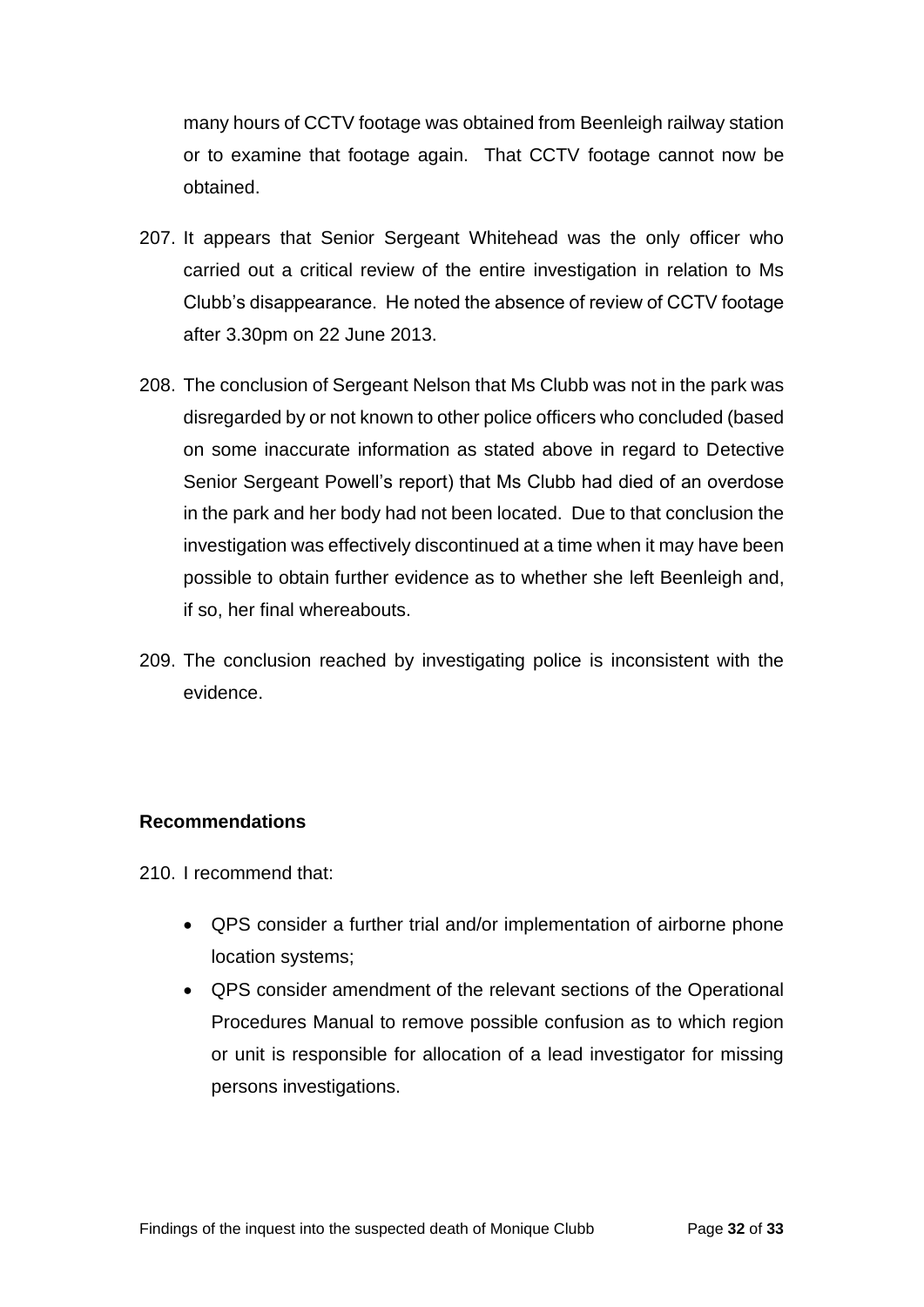many hours of CCTV footage was obtained from Beenleigh railway station or to examine that footage again. That CCTV footage cannot now be obtained.

207. It appears that Senior Sergeant Whitehead was the only officer who carried out a critical review of the entire investigation in relation to Ms Clubb's disappearance. He noted the absence of review of CCTV footage after 3.30pm on 22 June 2013.

208. The conclusion of Sergeant Nelson that Ms Clubb was not in the park was disregarded by or not known to other police officers who concluded (based on some inaccurate information as stated above in regard to Detective Senior Sergeant Powell's report) that Ms Clubb had died of an overdose in the park and her body had not been located. Due to that conclusion the investigation was effectively discontinued at a time when it may have been possible to obtain further evidence as to whether she left Beenleigh and, if so, her final whereabouts.

209. The conclusion reached by investigating police is inconsistent with the evidence.

**Recommendations**

210. I recommend that:

- QPS consider a further trial and/or implementation of airborne phone location systems;
- QPS consider amendment of the relevant sections of the Operational Procedures Manual to remove possible confusion as to which region or unit is responsible for allocation of a lead investigator for missing persons investigations.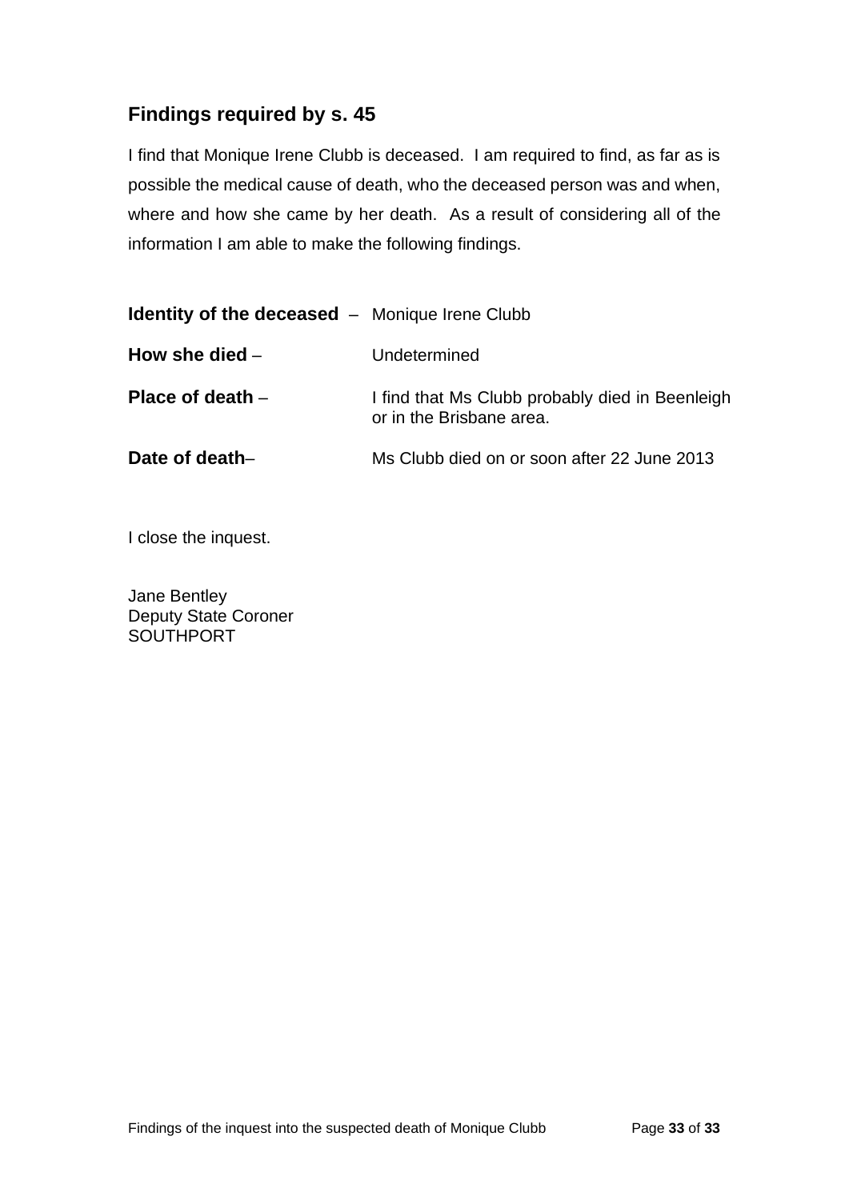## Findings required by s. 45

I find that Monique Irene Clubb is deceased. I am required to find, as far as is possible the medical cause of death, who the deceased person was and when, where and how she came by her death. As a result of considering all of the information I am able to make the following findings.

| | |
|---|---|
| **Identity of the deceased** – | Monique Irene Clubb |
| **How she died** – | Undetermined |
| **Place of death** – | I find that Ms Clubb probably died in Beenleigh or in the Brisbane area. |
| **Date of death**– | Ms Clubb died on or soon after 22 June 2013 |

I close the inquest.

Jane Bentley
Deputy State Coroner
SOUTHPORT